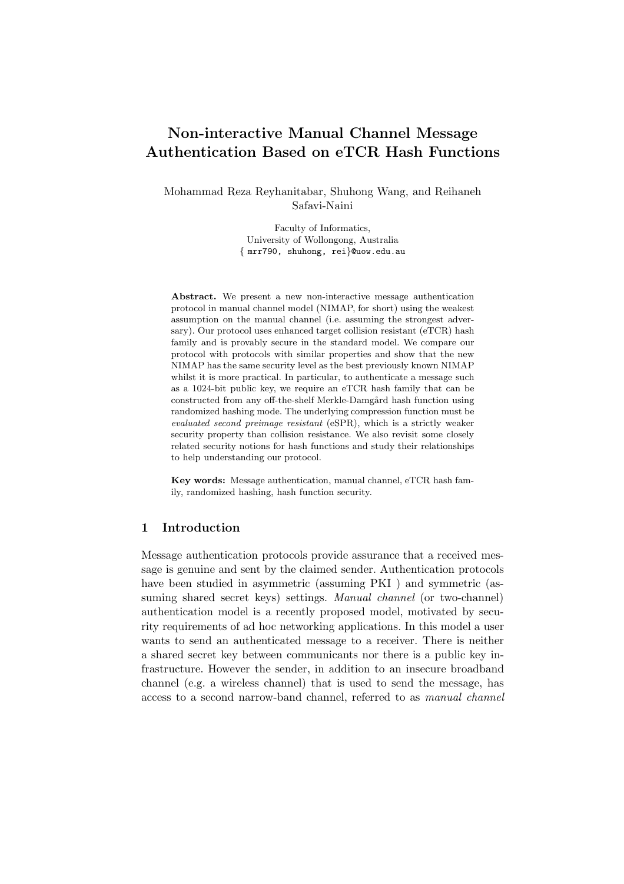# Non-interactive Manual Channel Message Authentication Based on eTCR Hash Functions

Mohammad Reza Reyhanitabar, Shuhong Wang, and Reihaneh Safavi-Naini

Faculty of Informatics,
University of Wollongong, Australia
{ mrr790, shuhong, rei}@uow.edu.au

**Abstract.** We present a new non-interactive message authentication protocol in manual channel model (NIMAP, for short) using the weakest assumption on the manual channel (i.e. assuming the strongest adversary). Our protocol uses enhanced target collision resistant (eTCR) hash family and is provably secure in the standard model. We compare our protocol with protocols with similar properties and show that the new NIMAP has the same security level as the best previously known NIMAP whilst it is more practical. In particular, to authenticate a message such as a 1024-bit public key, we require an eTCR hash family that can be constructed from any off-the-shelf Merkle-Damgård hash function using randomized hashing mode. The underlying compression function must be *evaluated second preimage resistant* (eSPR), which is a strictly weaker security property than collision resistance. We also revisit some closely related security notions for hash functions and study their relationships to help understanding our protocol.

**Key words:** Message authentication, manual channel, eTCR hash family, randomized hashing, hash function security.

## 1 Introduction

Message authentication protocols provide assurance that a received message is genuine and sent by the claimed sender. Authentication protocols have been studied in asymmetric (assuming PKI ) and symmetric (assuming shared secret keys) settings. *Manual channel* (or two-channel) authentication model is a recently proposed model, motivated by security requirements of ad hoc networking applications. In this model a user wants to send an authenticated message to a receiver. There is neither a shared secret key between communicants nor there is a public key infrastructure. However the sender, in addition to an insecure broadband channel (e.g. a wireless channel) that is used to send the message, has access to a second narrow-band channel, referred to as *manual channel*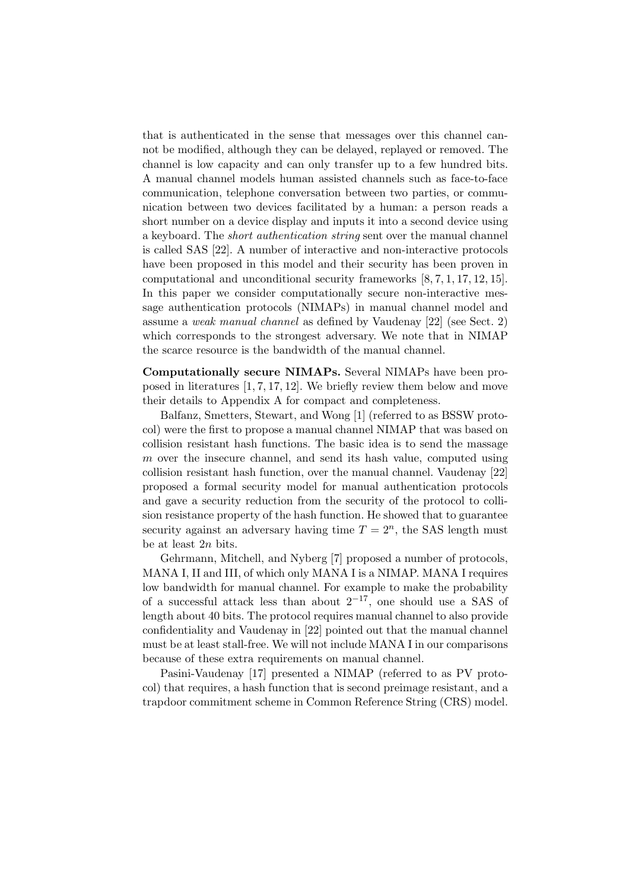that is authenticated in the sense that messages over this channel cannot be modified, although they can be delayed, replayed or removed. The channel is low capacity and can only transfer up to a few hundred bits. A manual channel models human assisted channels such as face-to-face communication, telephone conversation between two parties, or communication between two devices facilitated by a human: a person reads a short number on a device display and inputs it into a second device using a keyboard. The *short authentication string* sent over the manual channel is called SAS [22]. A number of interactive and non-interactive protocols have been proposed in this model and their security has been proven in computational and unconditional security frameworks [8, 7, 1, 17, 12, 15]. In this paper we consider computationally secure non-interactive message authentication protocols (NIMAPs) in manual channel model and assume a *weak manual channel* as defined by Vaudenay [22] (see Sect. 2) which corresponds to the strongest adversary. We note that in NIMAP the scarce resource is the bandwidth of the manual channel.

**Computationally secure NIMAPs.** Several NIMAPs have been proposed in literatures [1, 7, 17, 12]. We briefly review them below and move their details to Appendix A for compact and completeness.

Balfanz, Smetters, Stewart, and Wong [1] (referred to as BSSW protocol) were the first to propose a manual channel NIMAP that was based on collision resistant hash functions. The basic idea is to send the massage $m$ over the insecure channel, and send its hash value, computed using collision resistant hash function, over the manual channel. Vaudenay [22] proposed a formal security model for manual authentication protocols and gave a security reduction from the security of the protocol to collision resistance property of the hash function. He showed that to guarantee security against an adversary having time $T = 2^n$, the SAS length must be at least $2n$ bits.

Gehrmann, Mitchell, and Nyberg [7] proposed a number of protocols, MANA I, II and III, of which only MANA I is a NIMAP. MANA I requires low bandwidth for manual channel. For example to make the probability of a successful attack less than about $2^{-17}$, one should use a SAS of length about 40 bits. The protocol requires manual channel to also provide confidentiality and Vaudenay in [22] pointed out that the manual channel must be at least stall-free. We will not include MANA I in our comparisons because of these extra requirements on manual channel.

Pasini-Vaudenay [17] presented a NIMAP (referred to as PV protocol) that requires, a hash function that is second preimage resistant, and a trapdoor commitment scheme in Common Reference String (CRS) model.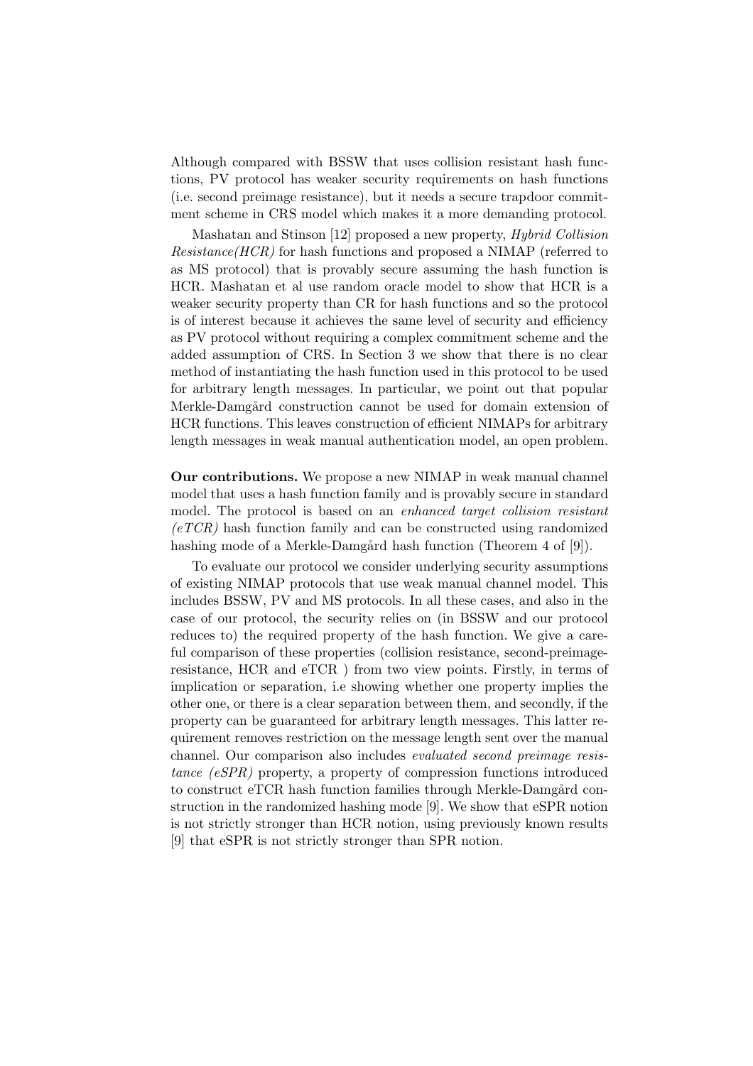Although compared with BSSW that uses collision resistant hash functions, PV protocol has weaker security requirements on hash functions (i.e. second preimage resistance), but it needs a secure trapdoor commitment scheme in CRS model which makes it a more demanding protocol.

Mashatan and Stinson [12] proposed a new property, *Hybrid Collision Resistance(HCR)* for hash functions and proposed a NIMAP (referred to as MS protocol) that is provably secure assuming the hash function is HCR. Mashatan et al use random oracle model to show that HCR is a weaker security property than CR for hash functions and so the protocol is of interest because it achieves the same level of security and efficiency as PV protocol without requiring a complex commitment scheme and the added assumption of CRS. In Section 3 we show that there is no clear method of instantiating the hash function used in this protocol to be used for arbitrary length messages. In particular, we point out that popular Merkle-Damgård construction cannot be used for domain extension of HCR functions. This leaves construction of efficient NIMAPs for arbitrary length messages in weak manual authentication model, an open problem.

**Our contributions.** We propose a new NIMAP in weak manual channel model that uses a hash function family and is provably secure in standard model. The protocol is based on an *enhanced target collision resistant (eTCR)* hash function family and can be constructed using randomized hashing mode of a Merkle-Damgård hash function (Theorem 4 of [9]).

To evaluate our protocol we consider underlying security assumptions of existing NIMAP protocols that use weak manual channel model. This includes BSSW, PV and MS protocols. In all these cases, and also in the case of our protocol, the security relies on (in BSSW and our protocol reduces to) the required property of the hash function. We give a careful comparison of these properties (collision resistance, second-preimage-resistance, HCR and eTCR ) from two view points. Firstly, in terms of implication or separation, i.e showing whether one property implies the other one, or there is a clear separation between them, and secondly, if the property can be guaranteed for arbitrary length messages. This latter requirement removes restriction on the message length sent over the manual channel. Our comparison also includes *evaluated second preimage resistance (eSPR)* property, a property of compression functions introduced to construct eTCR hash function families through Merkle-Damgård construction in the randomized hashing mode [9]. We show that eSPR notion is not strictly stronger than HCR notion, using previously known results [9] that eSPR is not strictly stronger than SPR notion.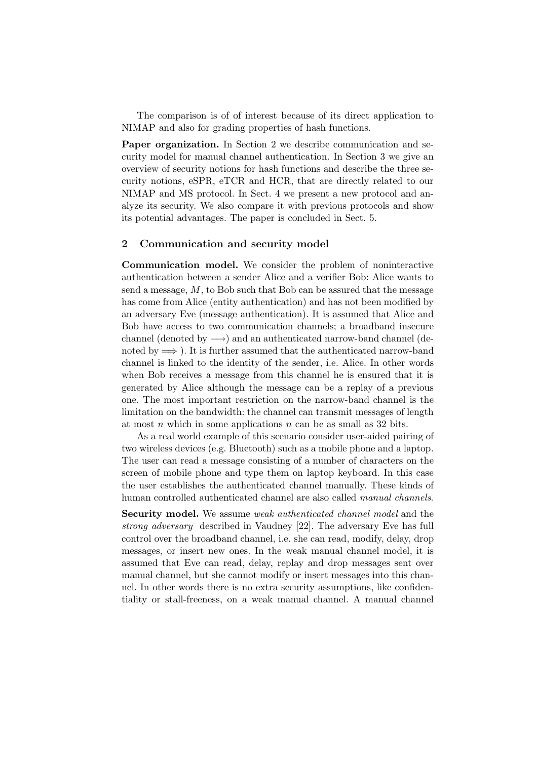The comparison is of of interest because of its direct application to NIMAP and also for grading properties of hash functions.

**Paper organization.** In Section 2 we describe communication and security model for manual channel authentication. In Section 3 we give an overview of security notions for hash functions and describe the three security notions, eSPR, eTCR and HCR, that are directly related to our NIMAP and MS protocol. In Sect. 4 we present a new protocol and analyze its security. We also compare it with previous protocols and show its potential advantages. The paper is concluded in Sect. 5.

## 2 Communication and security model

**Communication model.** We consider the problem of noninteractive authentication between a sender Alice and a verifier Bob: Alice wants to send a message, $M$, to Bob such that Bob can be assured that the message has come from Alice (entity authentication) and has not been modified by an adversary Eve (message authentication). It is assumed that Alice and Bob have access to two communication channels; a broadband insecure channel (denoted by $\longrightarrow$) and an authenticated narrow-band channel (denoted by $\Longrightarrow$ ). It is further assumed that the authenticated narrow-band channel is linked to the identity of the sender, i.e. Alice. In other words when Bob receives a message from this channel he is ensured that it is generated by Alice although the message can be a replay of a previous one. The most important restriction on the narrow-band channel is the limitation on the bandwidth: the channel can transmit messages of length at most $n$ which in some applications $n$ can be as small as 32 bits.

As a real world example of this scenario consider user-aided pairing of two wireless devices (e.g. Bluetooth) such as a mobile phone and a laptop. The user can read a message consisting of a number of characters on the screen of mobile phone and type them on laptop keyboard. In this case the user establishes the authenticated channel manually. These kinds of human controlled authenticated channel are also called *manual channels*.

**Security model.** We assume *weak authenticated channel model* and the *strong adversary* described in Vaudney [22]. The adversary Eve has full control over the broadband channel, i.e. she can read, modify, delay, drop messages, or insert new ones. In the weak manual channel model, it is assumed that Eve can read, delay, replay and drop messages sent over manual channel, but she cannot modify or insert messages into this channel. In other words there is no extra security assumptions, like confidentiality or stall-freeness, on a weak manual channel. A manual channel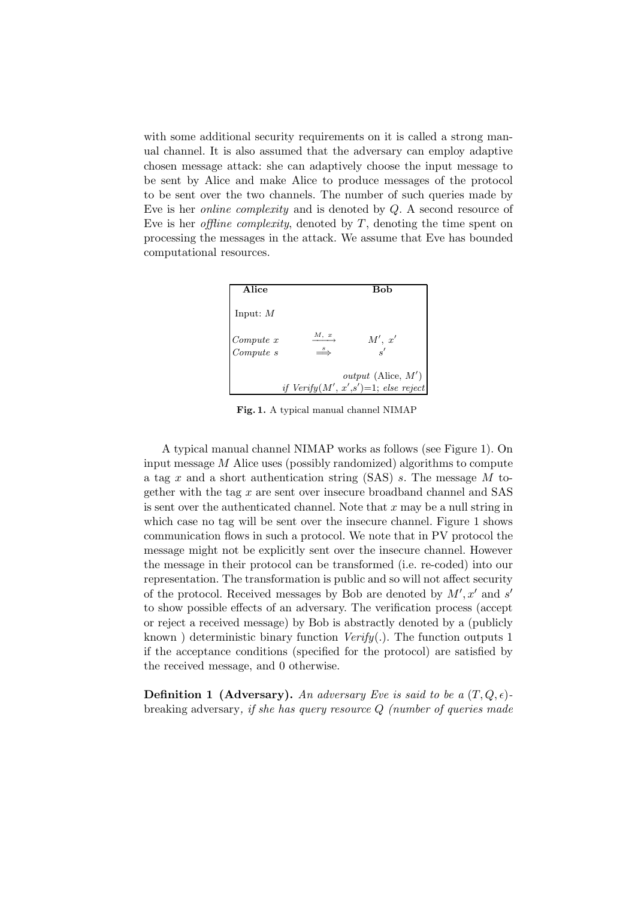with some additional security requirements on it is called a strong manual channel. It is also assumed that the adversary can employ adaptive chosen message attack: she can adaptively choose the input message to be sent by Alice and make Alice to produce messages of the protocol to be sent over the two channels. The number of such queries made by Eve is her *online complexity* and is denoted by $Q$. A second resource of Eve is her *offline complexity*, denoted by $T$, denoting the time spent on processing the messages in the attack. We assume that Eve has bounded computational resources.

| **Alice** | | **Bob** |
|---|---|---|
| Input: $M$ | | |
| *Compute* $x$ | $\xrightarrow{M,\ x}$ | $M',\ x'$ |
| *Compute* $s$ | $\xRightarrow{s}$ | $s'$ |
| | | *output* (Alice, $M'$) *if Verify*($M'$, $x'$,$s'$)=1; *else reject* |

**Fig. 1.** A typical manual channel NIMAP

A typical manual channel NIMAP works as follows (see Figure 1). On input message $M$ Alice uses (possibly randomized) algorithms to compute a tag $x$ and a short authentication string (SAS) $s$. The message $M$ together with the tag $x$ are sent over insecure broadband channel and SAS is sent over the authenticated channel. Note that $x$ may be a null string in which case no tag will be sent over the insecure channel. Figure 1 shows communication flows in such a protocol. We note that in PV protocol the message might not be explicitly sent over the insecure channel. However the message in their protocol can be transformed (i.e. re-coded) into our representation. The transformation is public and so will not affect security of the protocol. Received messages by Bob are denoted by $M', x'$ and $s'$ to show possible effects of an adversary. The verification process (accept or reject a received message) by Bob is abstractly denoted by a (publicly known ) deterministic binary function *Verify*(.). The function outputs 1 if the acceptance conditions (specified for the protocol) are satisfied by the received message, and 0 otherwise.

**Definition 1 (Adversary).** *An adversary Eve is said to be a* $(T, Q, \epsilon)$-breaking adversary, *if she has query resource* $Q$ *(number of queries made*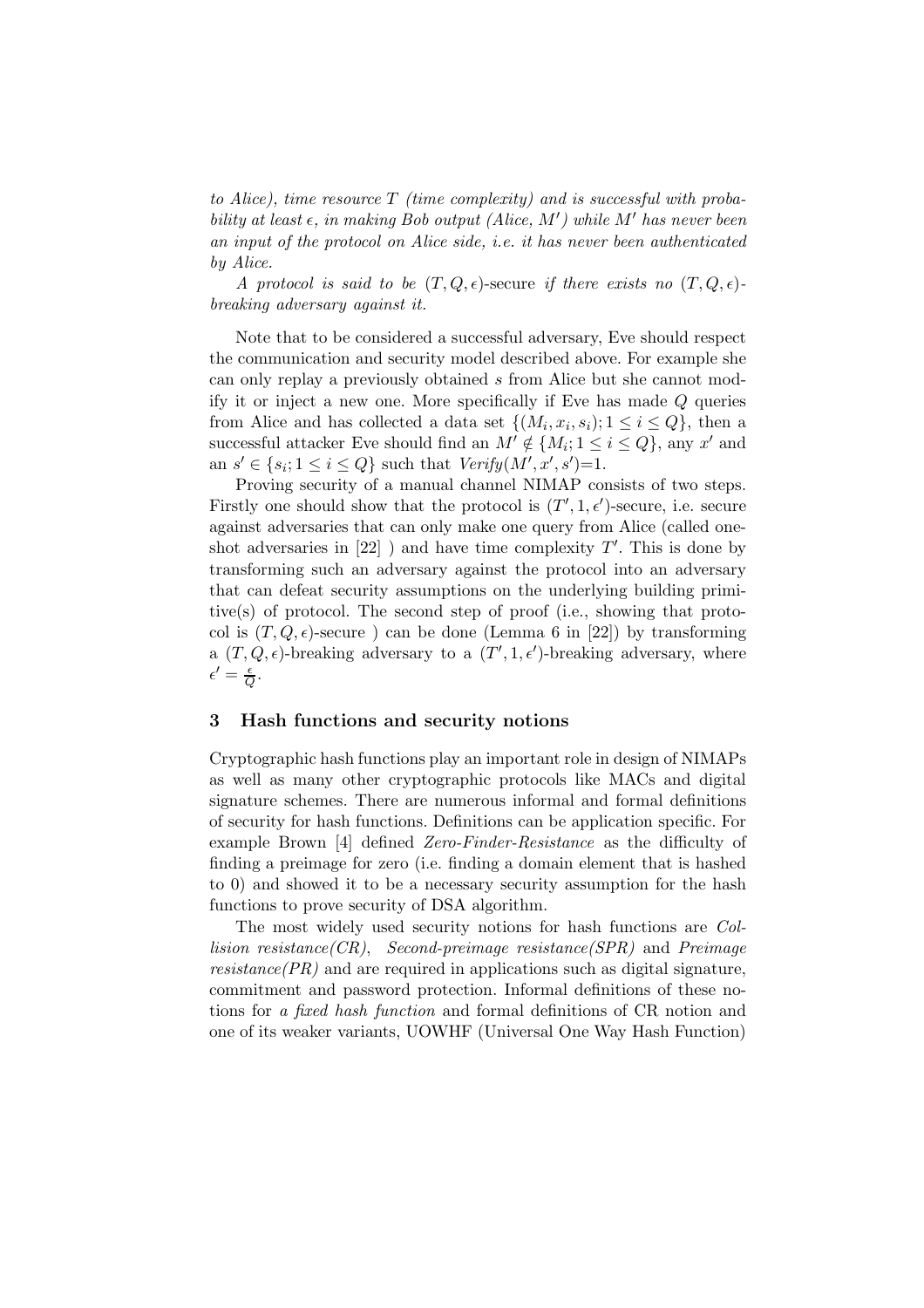*to Alice), time resource $T$ (time complexity) and is successful with probability at least $\epsilon$, in making Bob output (Alice, $M'$) while $M'$ has never been an input of the protocol on Alice side, i.e. it has never been authenticated by Alice.*

*A protocol is said to be* $(T, Q, \epsilon)$-secure *if there exists no $(T, Q, \epsilon)$-breaking adversary against it.*

Note that to be considered a successful adversary, Eve should respect the communication and security model described above. For example she can only replay a previously obtained $s$ from Alice but she cannot modify it or inject a new one. More specifically if Eve has made $Q$ queries from Alice and has collected a data set $\{(M_i, x_i, s_i); 1 \leq i \leq Q\}$, then a successful attacker Eve should find an $M' \notin \{M_i; 1 \leq i \leq Q\}$, any $x'$ and an $s' \in \{s_i; 1 \leq i \leq Q\}$ such that $Verify(M', x', s')$=1.

Proving security of a manual channel NIMAP consists of two steps. Firstly one should show that the protocol is $(T', 1, \epsilon')$-secure, i.e. secure against adversaries that can only make one query from Alice (called one-shot adversaries in [22] ) and have time complexity $T'$. This is done by transforming such an adversary against the protocol into an adversary that can defeat security assumptions on the underlying building primitive(s) of protocol. The second step of proof (i.e., showing that protocol is $(T, Q, \epsilon)$-secure ) can be done (Lemma 6 in [22]) by transforming a $(T, Q, \epsilon)$-breaking adversary to a $(T', 1, \epsilon')$-breaking adversary, where $\epsilon' = \frac{\epsilon}{Q}$.

## 3 Hash functions and security notions

Cryptographic hash functions play an important role in design of NIMAPs as well as many other cryptographic protocols like MACs and digital signature schemes. There are numerous informal and formal definitions of security for hash functions. Definitions can be application specific. For example Brown [4] defined *Zero-Finder-Resistance* as the difficulty of finding a preimage for zero (i.e. finding a domain element that is hashed to 0) and showed it to be a necessary security assumption for the hash functions to prove security of DSA algorithm.

The most widely used security notions for hash functions are *Collision resistance(CR)*, *Second-preimage resistance(SPR)* and *Preimage resistance(PR)* and are required in applications such as digital signature, commitment and password protection. Informal definitions of these notions for *a fixed hash function* and formal definitions of CR notion and one of its weaker variants, UOWHF (Universal One Way Hash Function)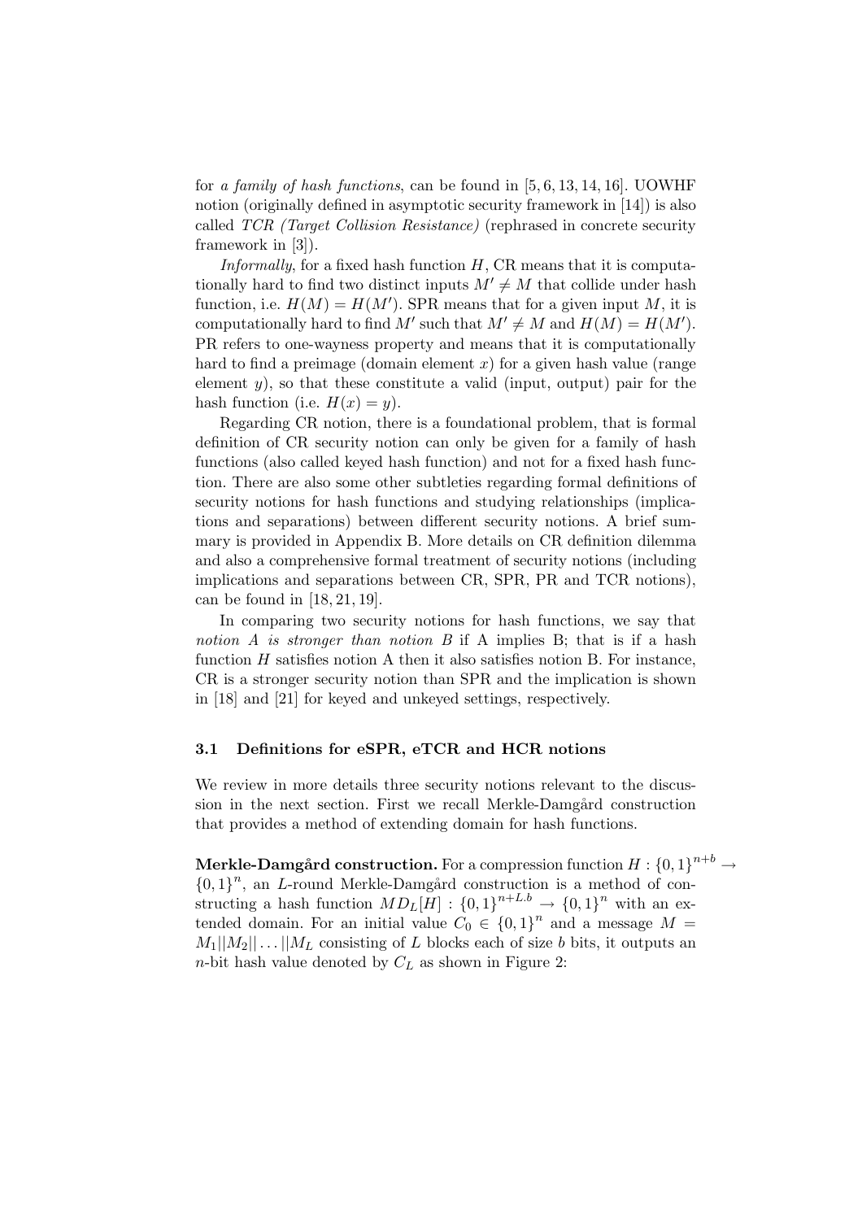for *a family of hash functions*, can be found in [5, 6, 13, 14, 16]. UOWHF notion (originally defined in asymptotic security framework in [14]) is also called *TCR (Target Collision Resistance)* (rephrased in concrete security framework in [3]).

*Informally*, for a fixed hash function $H$, CR means that it is computationally hard to find two distinct inputs $M' \neq M$ that collide under hash function, i.e. $H(M) = H(M')$. SPR means that for a given input $M$, it is computationally hard to find $M'$ such that $M' \neq M$ and $H(M) = H(M')$. PR refers to one-wayness property and means that it is computationally hard to find a preimage (domain element $x$) for a given hash value (range element $y$), so that these constitute a valid (input, output) pair for the hash function (i.e. $H(x) = y$).

Regarding CR notion, there is a foundational problem, that is formal definition of CR security notion can only be given for a family of hash functions (also called keyed hash function) and not for a fixed hash function. There are also some other subtleties regarding formal definitions of security notions for hash functions and studying relationships (implications and separations) between different security notions. A brief summary is provided in Appendix B. More details on CR definition dilemma and also a comprehensive formal treatment of security notions (including implications and separations between CR, SPR, PR and TCR notions), can be found in [18, 21, 19].

In comparing two security notions for hash functions, we say that *notion A is stronger than notion B* if A implies B; that is if a hash function $H$ satisfies notion A then it also satisfies notion B. For instance, CR is a stronger security notion than SPR and the implication is shown in [18] and [21] for keyed and unkeyed settings, respectively.

### 3.1 Definitions for eSPR, eTCR and HCR notions

We review in more details three security notions relevant to the discussion in the next section. First we recall Merkle-Damgård construction that provides a method of extending domain for hash functions.

**Merkle-Damgård construction.** For a compression function $H : \{0,1\}^{n+b} \rightarrow \{0,1\}^n$, an $L$-round Merkle-Damgård construction is a method of constructing a hash function $MD_L[H] : \{0,1\}^{n+L.b} \rightarrow \{0,1\}^n$ with an extended domain. For an initial value $C_0 \in \{0,1\}^n$ and a message $M = M_1||M_2||\ldots||M_L$ consisting of $L$ blocks each of size $b$ bits, it outputs an $n$-bit hash value denoted by $C_L$ as shown in Figure 2: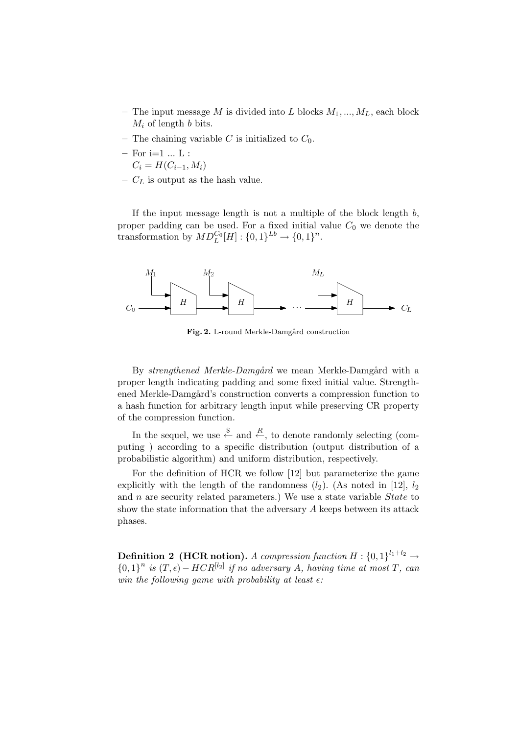- The input message $M$ is divided into $L$ blocks $M_1, ..., M_L$, each block $M_i$ of length $b$ bits.
- The chaining variable $C$ is initialized to $C_0$.
- For i=1 ... L :
  $C_i = H(C_{i-1}, M_i)$
- $C_L$ is output as the hash value.

If the input message length is not a multiple of the block length $b$, proper padding can be used. For a fixed initial value $C_0$ we denote the transformation by $MD_L^{C_0}[H] : \{0,1\}^{Lb} \rightarrow \{0,1\}^n$.

**Fig. 2.** L-round Merkle-Damgård construction

By *strengthened Merkle-Damgård* we mean Merkle-Damgård with a proper length indicating padding and some fixed initial value. Strengthened Merkle-Damgård's construction converts a compression function to a hash function for arbitrary length input while preserving CR property of the compression function.

In the sequel, we use $\stackrel{\$}{\leftarrow}$ and $\stackrel{R}{\leftarrow}$, to denote randomly selecting (computing ) according to a specific distribution (output distribution of a probabilistic algorithm) and uniform distribution, respectively.

For the definition of HCR we follow [12] but parameterize the game explicitly with the length of the randomness ($l_2$). (As noted in [12], $l_2$ and $n$ are security related parameters.) We use a state variable *State* to show the state information that the adversary $A$ keeps between its attack phases.

**Definition 2 (HCR notion).** *A compression function $H : \{0,1\}^{l_1+l_2} \rightarrow \{0,1\}^n$ is $(T, \epsilon) - HCR^{[l_2]}$ if no adversary A, having time at most $T$, can win the following game with probability at least $\epsilon$:*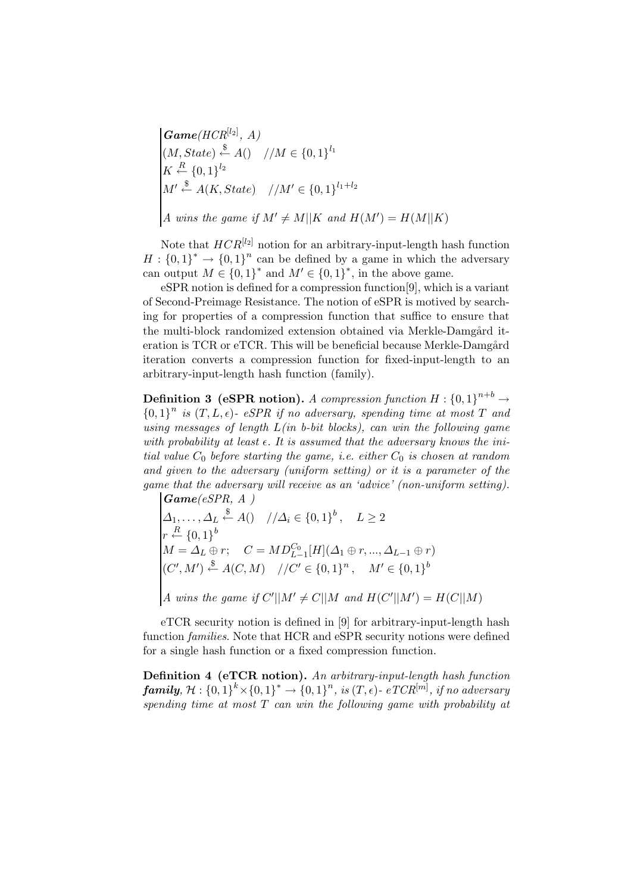**Game**($HCR^{[l_2]}$, $A$)
$(M, State) \stackrel{\$}{\leftarrow} A() \quad //M \in \{0,1\}^{l_1}$
$K \stackrel{R}{\leftarrow} \{0,1\}^{l_2}$
$M' \stackrel{\$}{\leftarrow} A(K, State) \quad //M' \in \{0,1\}^{l_1+l_2}$

*A wins the game if* $M' \neq M||K$ *and* $H(M') = H(M||K)$

Note that $HCR^{[l_2]}$ notion for an arbitrary-input-length hash function $H : \{0,1\}^* \rightarrow \{0,1\}^n$ can be defined by a game in which the adversary can output $M \in \{0,1\}^*$ and $M' \in \{0,1\}^*$, in the above game.

eSPR notion is defined for a compression function[9], which is a variant of Second-Preimage Resistance. The notion of eSPR is motived by searching for properties of a compression function that suffice to ensure that the multi-block randomized extension obtained via Merkle-Damgård iteration is TCR or eTCR. This will be beneficial because Merkle-Damgård iteration converts a compression function for fixed-input-length to an arbitrary-input-length hash function (family).

**Definition 3 (eSPR notion).** *A compression function* $H : \{0,1\}^{n+b} \rightarrow \{0,1\}^n$ *is* $(T, L, \epsilon)$*- eSPR if no adversary, spending time at most* $T$ *and using messages of length* $L$*(in b-bit blocks), can win the following game with probability at least* $\epsilon$*. It is assumed that the adversary knows the initial value* $C_0$ *before starting the game, i.e. either* $C_0$ *is chosen at random and given to the adversary (uniform setting) or it is a parameter of the game that the adversary will receive as an 'advice' (non-uniform setting).*

**Game**(*eSPR, A* )
$\Delta_1, \ldots, \Delta_L \stackrel{\$}{\leftarrow} A() \quad //\Delta_i \in \{0,1\}^b, \quad L \geq 2$
$r \stackrel{R}{\leftarrow} \{0,1\}^b$
$M = \Delta_L \oplus r; \quad C = MD_{L-1}^{C_0}[H](\Delta_1 \oplus r, ..., \Delta_{L-1} \oplus r)$
$(C', M') \stackrel{\$}{\leftarrow} A(C, M) \quad //C' \in \{0,1\}^n, \quad M' \in \{0,1\}^b$

*A wins the game if* $C'||M' \neq C||M$ *and* $H(C'||M') = H(C||M)$

eTCR security notion is defined in [9] for arbitrary-input-length hash function *families*. Note that HCR and eSPR security notions were defined for a single hash function or a fixed compression function.

**Definition 4 (eTCR notion).** *An arbitrary-input-length hash function* ***family****,* $\mathcal{H} : \{0,1\}^k \times \{0,1\}^* \rightarrow \{0,1\}^n$*, is* $(T, \epsilon)$*-* $eTCR^{[m]}$*, if no adversary spending time at most* $T$ *can win the following game with probability at*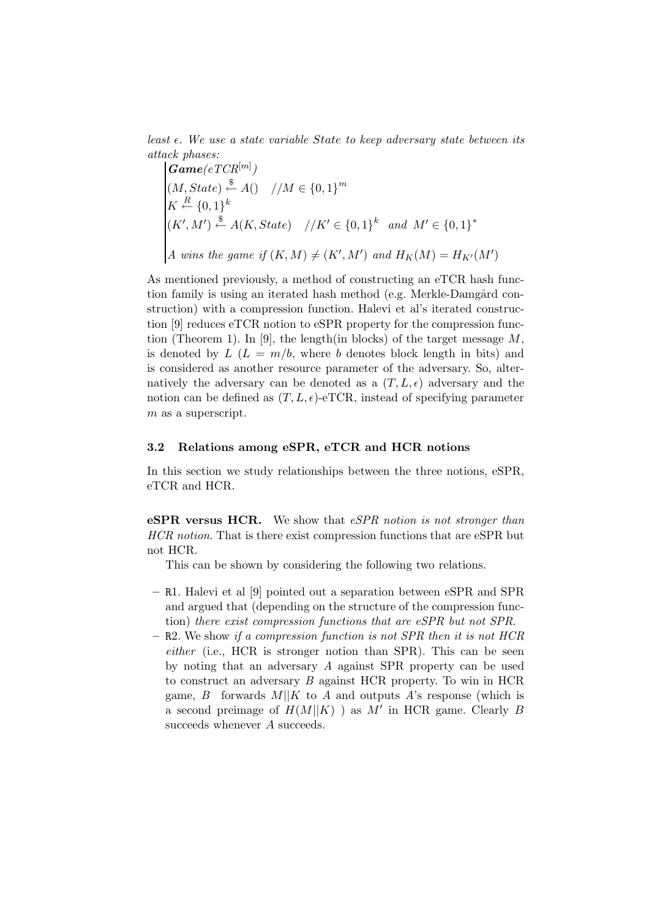*least $\epsilon$. We use a state variable State to keep adversary state between its attack phases:*

$$
\begin{array}{|l}
\textbf{\textit{Game}}(eTCR^{[m]}) \\
(M, State) \xleftarrow{\$} A() \quad //M \in \{0,1\}^m \\
K \xleftarrow{R} \{0,1\}^k \\
(K', M') \xleftarrow{\$} A(K, State) \quad //K' \in \{0,1\}^k \;\; and \;\; M' \in \{0,1\}^* \\
\\
A \textit{ wins the game if } (K, M) \neq (K', M') \textit{ and } H_K(M) = H_{K'}(M')
\end{array}
$$

As mentioned previously, a method of constructing an eTCR hash function family is using an iterated hash method (e.g. Merkle-Damgård construction) with a compression function. Halevi et al's iterated construction [9] reduces eTCR notion to eSPR property for the compression function (Theorem 1). In [9], the length(in blocks) of the target message $M$, is denoted by $L$ ($L = m/b$, where $b$ denotes block length in bits) and is considered as another resource parameter of the adversary. So, alternatively the adversary can be denoted as a $(T, L, \epsilon)$ adversary and the notion can be defined as $(T, L, \epsilon)$-eTCR, instead of specifying parameter $m$ as a superscript.

### 3.2 Relations among eSPR, eTCR and HCR notions

In this section we study relationships between the three notions, eSPR, eTCR and HCR.

**eSPR versus HCR.** We show that *eSPR notion is not stronger than HCR notion.* That is there exist compression functions that are eSPR but not HCR.

This can be shown by considering the following two relations.

- R1. Halevi et al [9] pointed out a separation between eSPR and SPR and argued that (depending on the structure of the compression function) *there exist compression functions that are eSPR but not SPR.*
- R2. We show *if a compression function is not SPR then it is not HCR either* (i.e., HCR is stronger notion than SPR). This can be seen by noting that an adversary $A$ against SPR property can be used to construct an adversary $B$ against HCR property. To win in HCR game, $B$ forwards $M||K$ to $A$ and outputs $A$'s response (which is a second preimage of $H(M||K)$ ) as $M'$ in HCR game. Clearly $B$ succeeds whenever $A$ succeeds.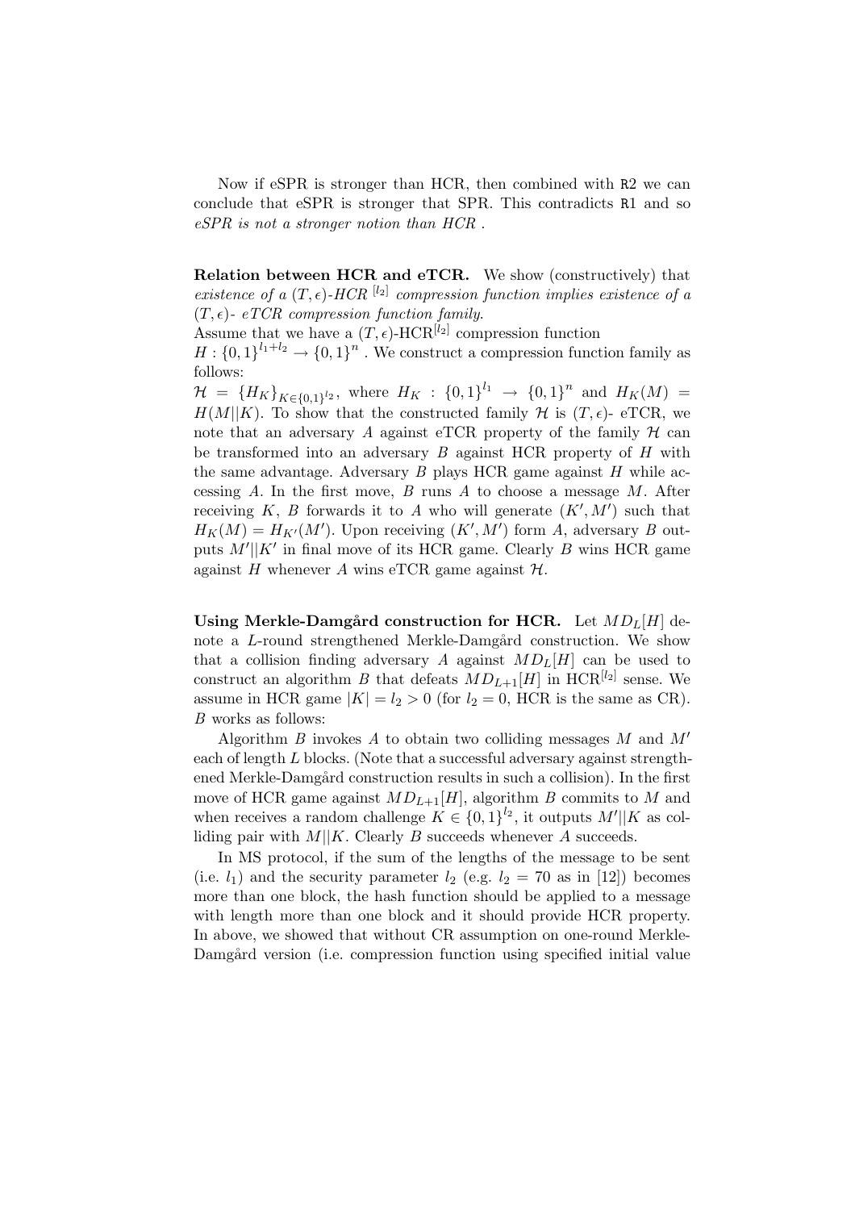Now if eSPR is stronger than HCR, then combined with R2 we can conclude that eSPR is stronger that SPR. This contradicts R1 and so *eSPR is not a stronger notion than HCR* .

**Relation between HCR and eTCR.** We show (constructively) that *existence of a $(T, \epsilon)$-HCR $^{[l_2]}$ compression function implies existence of a $(T, \epsilon)$- eTCR compression function family.*
Assume that we have a $(T, \epsilon)$-HCR$^{[l_2]}$ compression function
$H : \{0,1\}^{l_1+l_2} \rightarrow \{0,1\}^n$ . We construct a compression function family as follows:
$\mathcal{H} = \{H_K\}_{K \in \{0,1\}^{l_2}}$, where $H_K : \{0,1\}^{l_1} \rightarrow \{0,1\}^n$ and $H_K(M) = H(M||K)$. To show that the constructed family $\mathcal{H}$ is $(T, \epsilon)$- eTCR, we note that an adversary $A$ against eTCR property of the family $\mathcal{H}$ can be transformed into an adversary $B$ against HCR property of $H$ with the same advantage. Adversary $B$ plays HCR game against $H$ while accessing $A$. In the first move, $B$ runs $A$ to choose a message $M$. After receiving $K$, $B$ forwards it to $A$ who will generate $(K', M')$ such that $H_K(M) = H_{K'}(M')$. Upon receiving $(K', M')$ form $A$, adversary $B$ outputs $M'||K'$ in final move of its HCR game. Clearly $B$ wins HCR game against $H$ whenever $A$ wins eTCR game against $\mathcal{H}$.

**Using Merkle-Damgård construction for HCR.** Let $MD_L[H]$ denote a $L$-round strengthened Merkle-Damgård construction. We show that a collision finding adversary $A$ against $MD_L[H]$ can be used to construct an algorithm $B$ that defeats $MD_{L+1}[H]$ in HCR$^{[l_2]}$ sense. We assume in HCR game $|K| = l_2 > 0$ (for $l_2 = 0$, HCR is the same as CR). $B$ works as follows:

Algorithm $B$ invokes $A$ to obtain two colliding messages $M$ and $M'$ each of length $L$ blocks. (Note that a successful adversary against strengthened Merkle-Damgård construction results in such a collision). In the first move of HCR game against $MD_{L+1}[H]$, algorithm $B$ commits to $M$ and when receives a random challenge $K \in \{0,1\}^{l_2}$, it outputs $M'||K$ as colliding pair with $M||K$. Clearly $B$ succeeds whenever $A$ succeeds.

In MS protocol, if the sum of the lengths of the message to be sent (i.e. $l_1$) and the security parameter $l_2$ (e.g. $l_2 = 70$ as in [12]) becomes more than one block, the hash function should be applied to a message with length more than one block and it should provide HCR property. In above, we showed that without CR assumption on one-round Merkle-Damgård version (i.e. compression function using specified initial value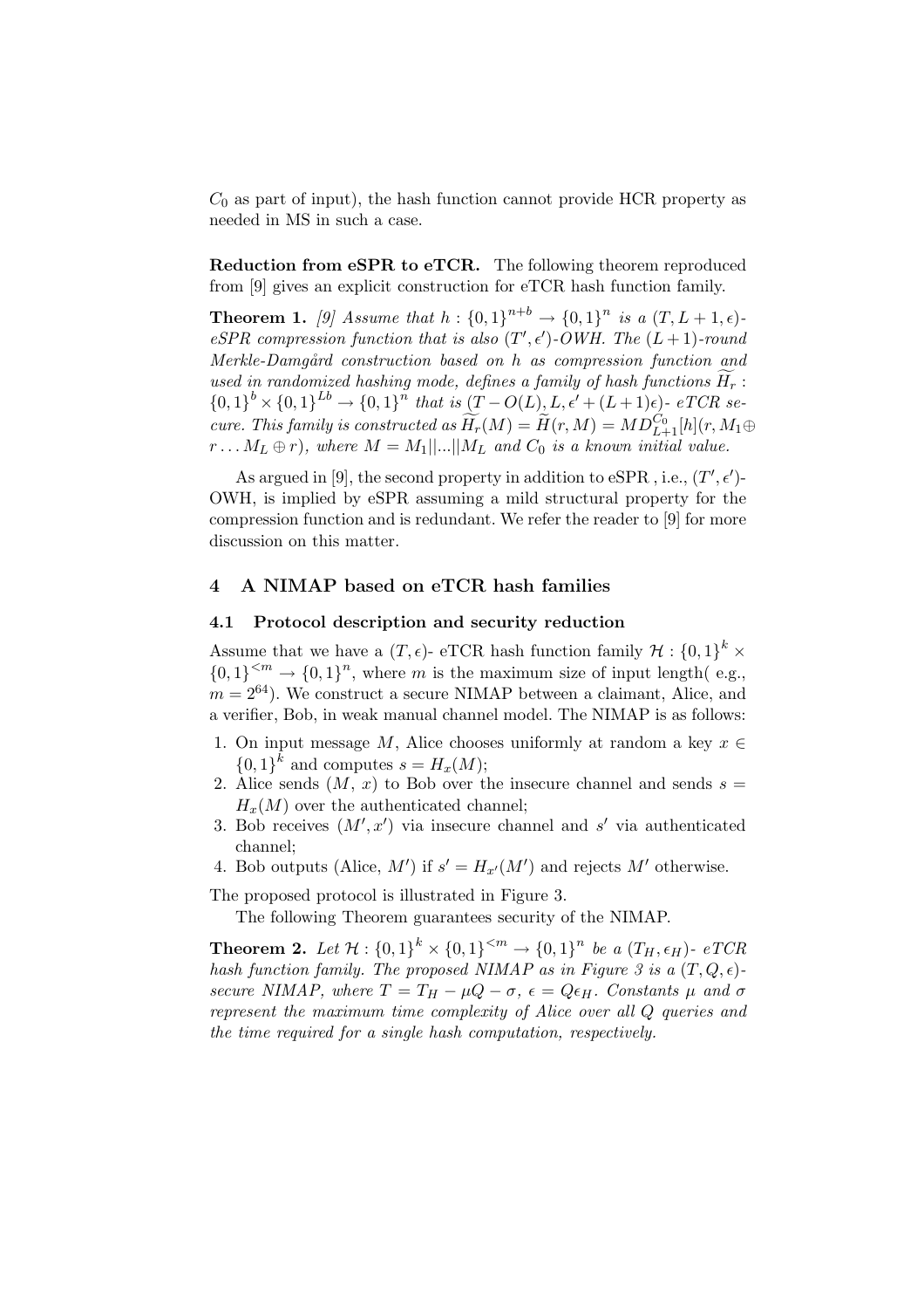$C_0$ as part of input), the hash function cannot provide HCR property as needed in MS in such a case.

**Reduction from eSPR to eTCR.** The following theorem reproduced from [9] gives an explicit construction for eTCR hash function family.

**Theorem 1.** *[9] Assume that $h : \{0,1\}^{n+b} \rightarrow \{0,1\}^n$ is a $(T, L+1, \epsilon)$-eSPR compression function that is also $(T', \epsilon')$-OWH. The $(L+1)$-round Merkle-Damgård construction based on $h$ as compression function and used in randomized hashing mode, defines a family of hash functions $\widetilde{H}_r : \{0,1\}^b \times \{0,1\}^{Lb} \rightarrow \{0,1\}^n$ that is $(T - O(L), L, \epsilon' + (L+1)\epsilon)$- eTCR secure. This family is constructed as $\widetilde{H}_r(M) = \widetilde{H}(r, M) = MD_{L+1}^{C_0}[h](r, M_1 \oplus r \ldots M_L \oplus r)$, where $M = M_1||...||M_L$ and $C_0$ is a known initial value.*

As argued in [9], the second property in addition to eSPR , i.e., $(T', \epsilon')$-OWH, is implied by eSPR assuming a mild structural property for the compression function and is redundant. We refer the reader to [9] for more discussion on this matter.

## 4 A NIMAP based on eTCR hash families

### 4.1 Protocol description and security reduction

Assume that we have a $(T, \epsilon)$- eTCR hash function family $\mathcal{H} : \{0,1\}^k \times \{0,1\}^{<m} \rightarrow \{0,1\}^n$, where $m$ is the maximum size of input length( e.g., $m = 2^{64}$). We construct a secure NIMAP between a claimant, Alice, and a verifier, Bob, in weak manual channel model. The NIMAP is as follows:

1. On input message $M$, Alice chooses uniformly at random a key $x \in \{0,1\}^k$ and computes $s = H_x(M)$;
2. Alice sends $(M,\, x)$ to Bob over the insecure channel and sends $s = H_x(M)$ over the authenticated channel;
3. Bob receives $(M', x')$ via insecure channel and $s'$ via authenticated channel;
4. Bob outputs (Alice, $M'$) if $s' = H_{x'}(M')$ and rejects $M'$ otherwise.

The proposed protocol is illustrated in Figure 3.

The following Theorem guarantees security of the NIMAP.

**Theorem 2.** *Let $\mathcal{H} : \{0,1\}^k \times \{0,1\}^{<m} \rightarrow \{0,1\}^n$ be a $(T_H, \epsilon_H)$- eTCR hash function family. The proposed NIMAP as in Figure 3 is a $(T, Q, \epsilon)$-secure NIMAP, where $T = T_H - \mu Q - \sigma$, $\epsilon = Q\epsilon_H$. Constants $\mu$ and $\sigma$ represent the maximum time complexity of Alice over all $Q$ queries and the time required for a single hash computation, respectively.*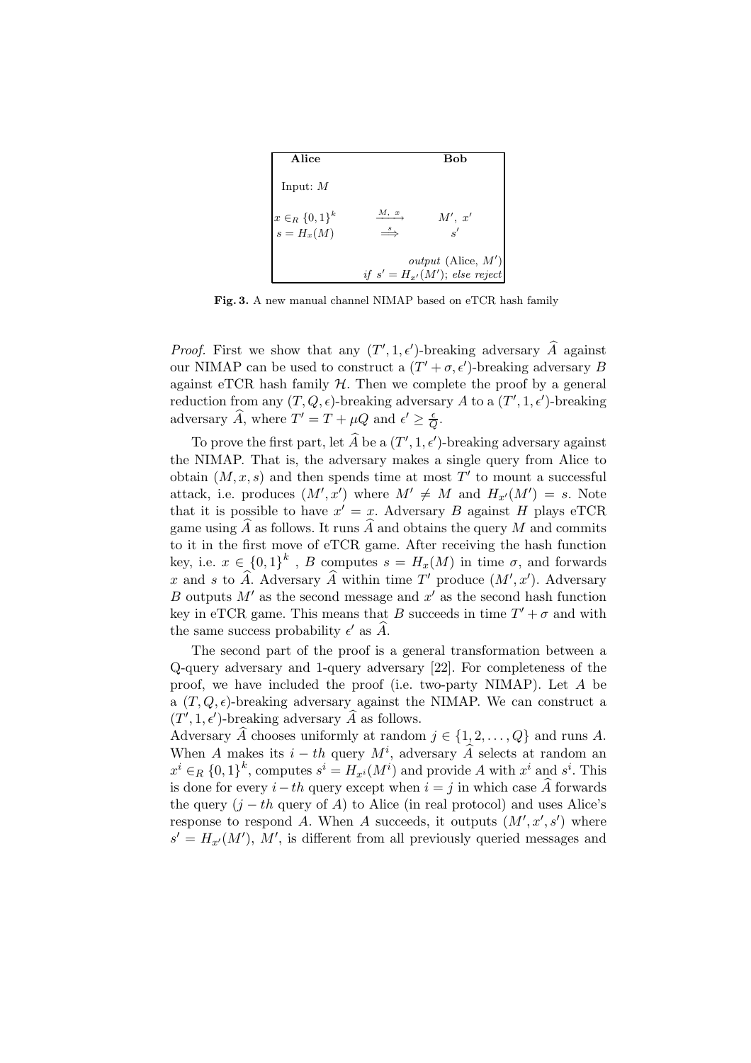| Alice | | Bob |
|---|---|---|
| Input: $M$ | | |
| $x \in_R \{0,1\}^k$ | $\xrightarrow{M,\ x}$ | $M',\ x'$ |
| $s = H_x(M)$ | $\overset{s}{\Longrightarrow}$ | $s'$ |
| | | *output* (Alice, $M'$) |
| | | *if* $s' = H_{x'}(M')$; *else reject* |

**Fig. 3.** A new manual channel NIMAP based on eTCR hash family

*Proof.* First we show that any $(T', 1, \epsilon')$-breaking adversary $\widehat{A}$ against our NIMAP can be used to construct a $(T' + \sigma, \epsilon')$-breaking adversary $B$ against eTCR hash family $\mathcal{H}$. Then we complete the proof by a general reduction from any $(T, Q, \epsilon)$-breaking adversary $A$ to a $(T', 1, \epsilon')$-breaking adversary $\widehat{A}$, where $T' = T + \mu Q$ and $\epsilon' \geq \frac{\epsilon}{Q}$.

To prove the first part, let $\widehat{A}$ be a $(T', 1, \epsilon')$-breaking adversary against the NIMAP. That is, the adversary makes a single query from Alice to obtain $(M, x, s)$ and then spends time at most $T'$ to mount a successful attack, i.e. produces $(M', x')$ where $M' \neq M$ and $H_{x'}(M') = s$. Note that it is possible to have $x' = x$. Adversary $B$ against $H$ plays eTCR game using $\widehat{A}$ as follows. It runs $\widehat{A}$ and obtains the query $M$ and commits to it in the first move of eTCR game. After receiving the hash function key, i.e. $x \in \{0,1\}^k$ , $B$ computes $s = H_x(M)$ in time $\sigma$, and forwards $x$ and $s$ to $\widehat{A}$. Adversary $\widehat{A}$ within time $T'$ produce $(M', x')$. Adversary $B$ outputs $M'$ as the second message and $x'$ as the second hash function key in eTCR game. This means that $B$ succeeds in time $T' + \sigma$ and with the same success probability $\epsilon'$ as $\widehat{A}$.

The second part of the proof is a general transformation between a Q-query adversary and 1-query adversary [22]. For completeness of the proof, we have included the proof (i.e. two-party NIMAP). Let $A$ be a $(T, Q, \epsilon)$-breaking adversary against the NIMAP. We can construct a $(T', 1, \epsilon')$-breaking adversary $\widehat{A}$ as follows.
Adversary $\widehat{A}$ chooses uniformly at random $j \in \{1, 2, \ldots, Q\}$ and runs $A$. When $A$ makes its $i-th$ query $M^i$, adversary $\widehat{A}$ selects at random an $x^i \in_R \{0,1\}^k$, computes $s^i = H_{x^i}(M^i)$ and provide $A$ with $x^i$ and $s^i$. This is done for every $i-th$ query except when $i = j$ in which case $\widehat{A}$ forwards the query ($j-th$ query of $A$) to Alice (in real protocol) and uses Alice's response to respond $A$. When $A$ succeeds, it outputs $(M', x', s')$ where $s' = H_{x'}(M')$, $M'$, is different from all previously queried messages and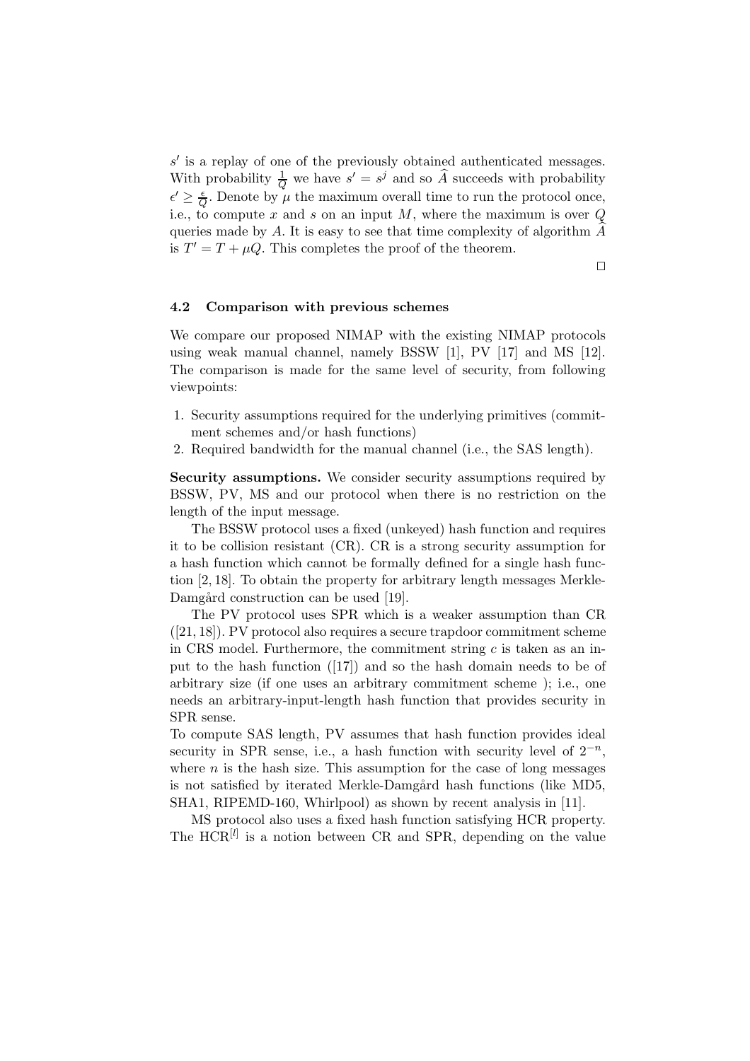$s'$ is a replay of one of the previously obtained authenticated messages. With probability $\frac{1}{Q}$ we have $s' = s^j$ and so $\widehat{A}$ succeeds with probability $\epsilon' \geq \frac{\epsilon}{Q}$. Denote by $\mu$ the maximum overall time to run the protocol once, i.e., to compute $x$ and $s$ on an input $M$, where the maximum is over $Q$ queries made by $A$. It is easy to see that time complexity of algorithm $\widehat{A}$ is $T' = T + \mu Q$. This completes the proof of the theorem.

□

### 4.2 Comparison with previous schemes

We compare our proposed NIMAP with the existing NIMAP protocols using weak manual channel, namely BSSW [1], PV [17] and MS [12]. The comparison is made for the same level of security, from following viewpoints:

1. Security assumptions required for the underlying primitives (commitment schemes and/or hash functions)
2. Required bandwidth for the manual channel (i.e., the SAS length).

**Security assumptions.** We consider security assumptions required by BSSW, PV, MS and our protocol when there is no restriction on the length of the input message.

The BSSW protocol uses a fixed (unkeyed) hash function and requires it to be collision resistant (CR). CR is a strong security assumption for a hash function which cannot be formally defined for a single hash function [2, 18]. To obtain the property for arbitrary length messages Merkle-Damgård construction can be used [19].

The PV protocol uses SPR which is a weaker assumption than CR ([21, 18]). PV protocol also requires a secure trapdoor commitment scheme in CRS model. Furthermore, the commitment string $c$ is taken as an input to the hash function ([17]) and so the hash domain needs to be of arbitrary size (if one uses an arbitrary commitment scheme ); i.e., one needs an arbitrary-input-length hash function that provides security in SPR sense.

To compute SAS length, PV assumes that hash function provides ideal security in SPR sense, i.e., a hash function with security level of $2^{-n}$, where $n$ is the hash size. This assumption for the case of long messages is not satisfied by iterated Merkle-Damgård hash functions (like MD5, SHA1, RIPEMD-160, Whirlpool) as shown by recent analysis in [11].

MS protocol also uses a fixed hash function satisfying HCR property. The $\text{HCR}^{[l]}$ is a notion between CR and SPR, depending on the value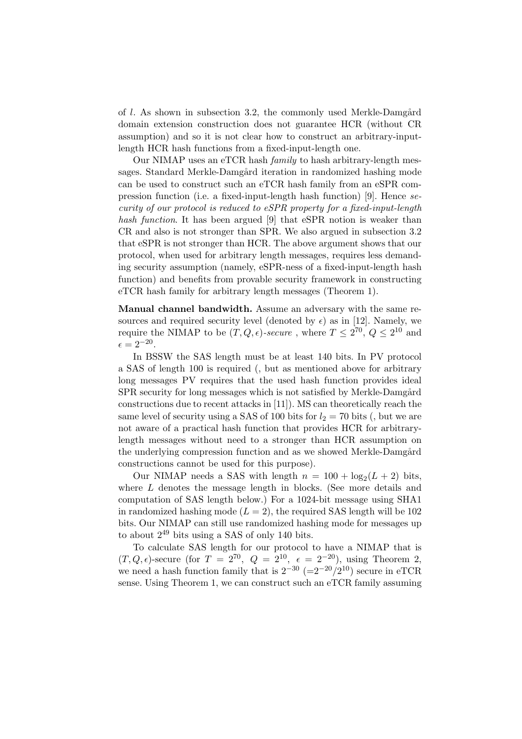of $l$. As shown in subsection 3.2, the commonly used Merkle-Damgård domain extension construction does not guarantee HCR (without CR assumption) and so it is not clear how to construct an arbitrary-input-length HCR hash functions from a fixed-input-length one.

Our NIMAP uses an eTCR hash *family* to hash arbitrary-length messages. Standard Merkle-Damgård iteration in randomized hashing mode can be used to construct such an eTCR hash family from an eSPR compression function (i.e. a fixed-input-length hash function) [9]. Hence *security of our protocol is reduced to eSPR property for a fixed-input-length hash function*. It has been argued [9] that eSPR notion is weaker than CR and also is not stronger than SPR. We also argued in subsection 3.2 that eSPR is not stronger than HCR. The above argument shows that our protocol, when used for arbitrary length messages, requires less demanding security assumption (namely, eSPR-ness of a fixed-input-length hash function) and benefits from provable security framework in constructing eTCR hash family for arbitrary length messages (Theorem 1).

**Manual channel bandwidth.** Assume an adversary with the same resources and required security level (denoted by $\epsilon$) as in [12]. Namely, we require the NIMAP to be $(T, Q, \epsilon)$*-secure* , where $T \leq 2^{70}$, $Q \leq 2^{10}$ and $\epsilon = 2^{-20}$.

In BSSW the SAS length must be at least 140 bits. In PV protocol a SAS of length 100 is required (, but as mentioned above for arbitrary long messages PV requires that the used hash function provides ideal SPR security for long messages which is not satisfied by Merkle-Damgård constructions due to recent attacks in [11]). MS can theoretically reach the same level of security using a SAS of 100 bits for $l_2 = 70$ bits (, but we are not aware of a practical hash function that provides HCR for arbitrary-length messages without need to a stronger than HCR assumption on the underlying compression function and as we showed Merkle-Damgård constructions cannot be used for this purpose).

Our NIMAP needs a SAS with length $n = 100 + \log_2(L + 2)$ bits, where $L$ denotes the message length in blocks. (See more details and computation of SAS length below.) For a 1024-bit message using SHA1 in randomized hashing mode ($L = 2$), the required SAS length will be 102 bits. Our NIMAP can still use randomized hashing mode for messages up to about $2^{49}$ bits using a SAS of only 140 bits.

To calculate SAS length for our protocol to have a NIMAP that is $(T, Q, \epsilon)$-secure (for $T = 2^{70}$, $Q = 2^{10}$, $\epsilon = 2^{-20}$), using Theorem 2, we need a hash function family that is $2^{-30}$ ($=2^{-20}/2^{10}$) secure in eTCR sense. Using Theorem 1, we can construct such an eTCR family assuming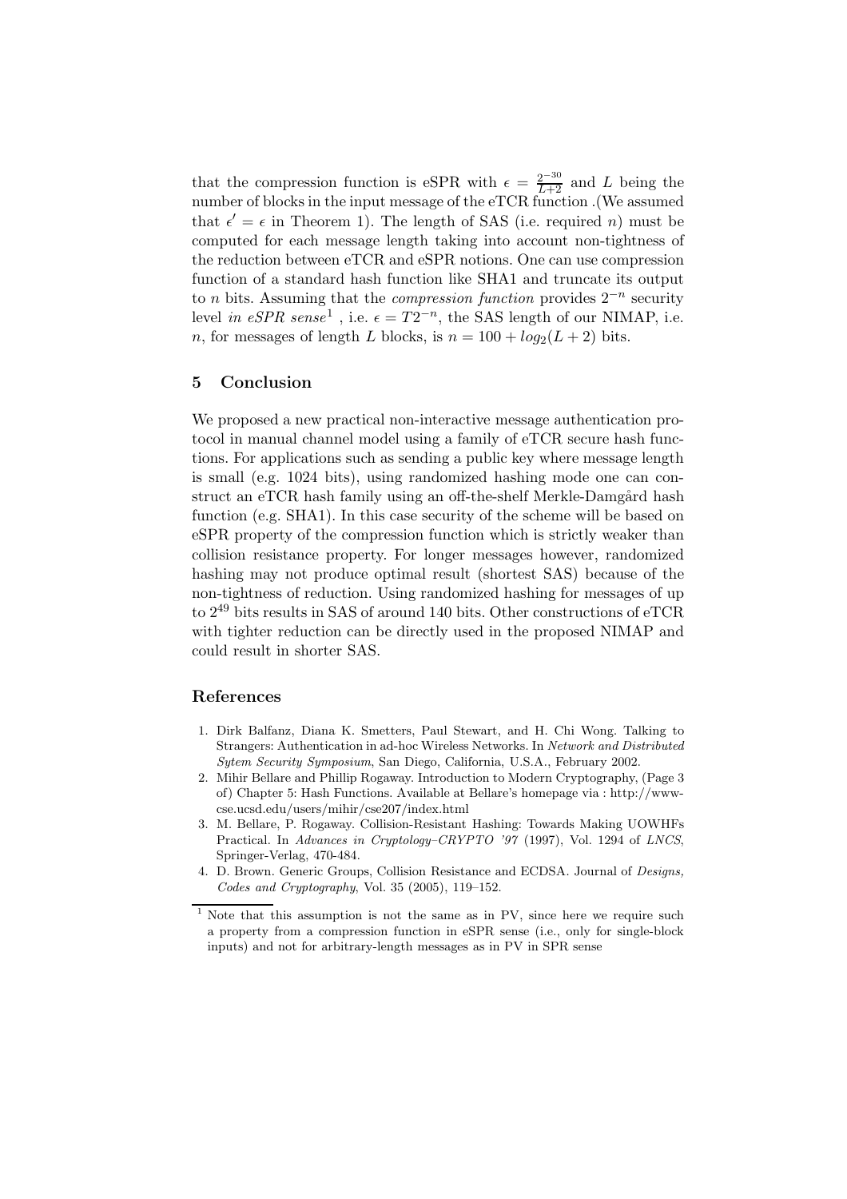that the compression function is eSPR with $\epsilon = \frac{2^{-30}}{L+2}$ and $L$ being the number of blocks in the input message of the eTCR function .(We assumed that $\epsilon' = \epsilon$ in Theorem 1). The length of SAS (i.e. required $n$) must be computed for each message length taking into account non-tightness of the reduction between eTCR and eSPR notions. One can use compression function of a standard hash function like SHA1 and truncate its output to $n$ bits. Assuming that the *compression function* provides $2^{-n}$ security level *in eSPR sense*[1] , i.e. $\epsilon = T2^{-n}$, the SAS length of our NIMAP, i.e. $n$, for messages of length $L$ blocks, is $n = 100 + log_2(L + 2)$ bits.

## 5 Conclusion

We proposed a new practical non-interactive message authentication protocol in manual channel model using a family of eTCR secure hash functions. For applications such as sending a public key where message length is small (e.g. 1024 bits), using randomized hashing mode one can construct an eTCR hash family using an off-the-shelf Merkle-Damgård hash function (e.g. SHA1). In this case security of the scheme will be based on eSPR property of the compression function which is strictly weaker than collision resistance property. For longer messages however, randomized hashing may not produce optimal result (shortest SAS) because of the non-tightness of reduction. Using randomized hashing for messages of up to $2^{49}$ bits results in SAS of around 140 bits. Other constructions of eTCR with tighter reduction can be directly used in the proposed NIMAP and could result in shorter SAS.

## References

1. Dirk Balfanz, Diana K. Smetters, Paul Stewart, and H. Chi Wong. Talking to Strangers: Authentication in ad-hoc Wireless Networks. In *Network and Distributed Sytem Security Symposium*, San Diego, California, U.S.A., February 2002.
2. Mihir Bellare and Phillip Rogaway. Introduction to Modern Cryptography, (Page 3 of) Chapter 5: Hash Functions. Available at Bellare's homepage via : http://www-cse.ucsd.edu/users/mihir/cse207/index.html
3. M. Bellare, P. Rogaway. Collision-Resistant Hashing: Towards Making UOWHFs Practical. In *Advances in Cryptology–CRYPTO '97* (1997), Vol. 1294 of *LNCS*, Springer-Verlag, 470-484.
4. D. Brown. Generic Groups, Collision Resistance and ECDSA. Journal of *Designs, Codes and Cryptography*, Vol. 35 (2005), 119–152.

[1] Note that this assumption is not the same as in PV, since here we require such a property from a compression function in eSPR sense (i.e., only for single-block inputs) and not for arbitrary-length messages as in PV in SPR sense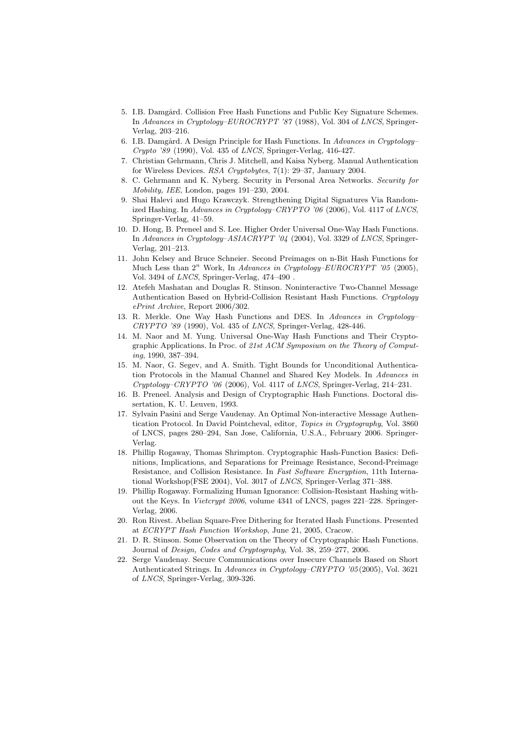5. I.B. Damgård. Collision Free Hash Functions and Public Key Signature Schemes. In *Advances in Cryptology–EUROCRYPT '87* (1988), Vol. 304 of *LNCS*, Springer-Verlag, 203–216.
6. I.B. Damgård. A Design Principle for Hash Functions. In *Advances in Cryptology–Crypto '89* (1990), Vol. 435 of *LNCS*, Springer-Verlag, 416-427.
7. Christian Gehrmann, Chris J. Mitchell, and Kaisa Nyberg. Manual Authentication for Wireless Devices. *RSA Cryptobytes*, 7(1): 29–37, January 2004.
8. C. Gehrmann and K. Nyberg. Security in Personal Area Networks. *Security for Mobility, IEE*, London, pages 191–230, 2004.
9. Shai Halevi and Hugo Krawczyk. Strengthening Digital Signatures Via Randomized Hashing. In *Advances in Cryptology–CRYPTO '06* (2006), Vol. 4117 of *LNCS*, Springer-Verlag, 41–59.
10. D. Hong, B. Preneel and S. Lee. Higher Order Universal One-Way Hash Functions. In *Advances in Cryptology–ASIACRYPT '04* (2004), Vol. 3329 of *LNCS*, Springer-Verlag, 201–213.
11. John Kelsey and Bruce Schneier. Second Preimages on n-Bit Hash Functions for Much Less than $2^n$ Work, In *Advances in Cryptology–EUROCRYPT '05* (2005), Vol. 3494 of *LNCS*, Springer-Verlag, 474–490 .
12. Atefeh Mashatan and Douglas R. Stinson. Noninteractive Two-Channel Message Authentication Based on Hybrid-Collision Resistant Hash Functions. *Cryptology ePrint Archive*, Report 2006/302.
13. R. Merkle. One Way Hash Functions and DES. In *Advances in Cryptology–CRYPTO '89* (1990), Vol. 435 of *LNCS*, Springer-Verlag, 428-446.
14. M. Naor and M. Yung. Universal One-Way Hash Functions and Their Cryptographic Applications. In Proc. of *21st ACM Symposium on the Theory of Computing*, 1990, 387–394.
15. M. Naor, G. Segev, and A. Smith. Tight Bounds for Unconditional Authentication Protocols in the Manual Channel and Shared Key Models. In *Advances in Cryptology–CRYPTO '06* (2006), Vol. 4117 of *LNCS*, Springer-Verlag, 214–231.
16. B. Preneel. Analysis and Design of Cryptographic Hash Functions. Doctoral dissertation, K. U. Leuven, 1993.
17. Sylvain Pasini and Serge Vaudenay. An Optimal Non-interactive Message Authentication Protocol. In David Pointcheval, editor, *Topics in Cryptography*, Vol. 3860 of LNCS, pages 280–294, San Jose, California, U.S.A., February 2006. Springer-Verlag.
18. Phillip Rogaway, Thomas Shrimpton. Cryptographic Hash-Function Basics: Definitions, Implications, and Separations for Preimage Resistance, Second-Preimage Resistance, and Collision Resistance. In *Fast Software Encryption*, 11th International Workshop(FSE 2004), Vol. 3017 of *LNCS*, Springer-Verlag 371–388.
19. Phillip Rogaway. Formalizing Human Ignorance: Collision-Resistant Hashing without the Keys. In *Vietcrypt 2006*, volume 4341 of LNCS, pages 221–228. Springer-Verlag, 2006.
20. Ron Rivest. Abelian Square-Free Dithering for Iterated Hash Functions. Presented at *ECRYPT Hash Function Workshop*, June 21, 2005, Cracow.
21. D. R. Stinson. Some Observation on the Theory of Cryptographic Hash Functions. Journal of *Design, Codes and Cryptography*, Vol. 38, 259–277, 2006.
22. Serge Vaudenay. Secure Communications over Insecure Channels Based on Short Authenticated Strings. In *Advances in Cryptology–CRYPTO '05*(2005), Vol. 3621 of *LNCS*, Springer-Verlag, 309-326.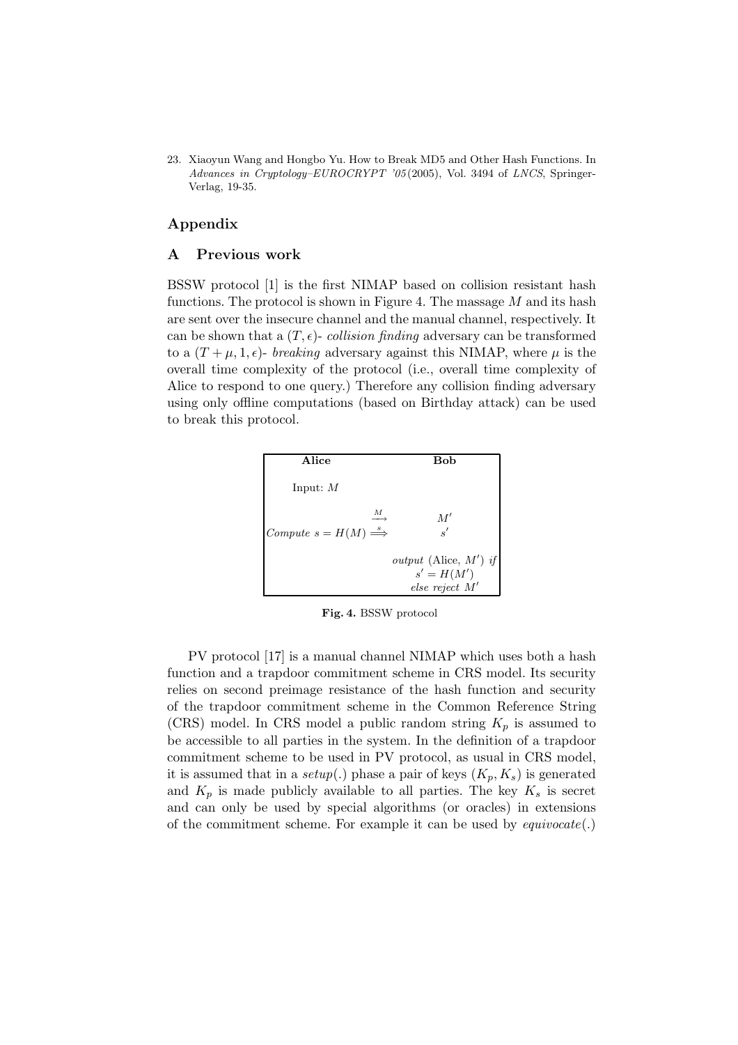23. Xiaoyun Wang and Hongbo Yu. How to Break MD5 and Other Hash Functions. In *Advances in Cryptology–EUROCRYPT '05* (2005), Vol. 3494 of *LNCS*, Springer-Verlag, 19-35.

## Appendix

## A Previous work

BSSW protocol [1] is the first NIMAP based on collision resistant hash functions. The protocol is shown in Figure 4. The massage $M$ and its hash are sent over the insecure channel and the manual channel, respectively. It can be shown that a $(T, \epsilon)$- *collision finding* adversary can be transformed to a $(T + \mu, 1, \epsilon)$- *breaking* adversary against this NIMAP, where $\mu$ is the overall time complexity of the protocol (i.e., overall time complexity of Alice to respond to one query.) Therefore any collision finding adversary using only offline computations (based on Birthday attack) can be used to break this protocol.

| Alice | | Bob |
|---|---|---|
| Input: $M$ | | |
| | $\xrightarrow{M}$ | $M'$ |
| *Compute* $s = H(M)$ | $\xRightarrow{s}$ | $s'$ |
| | | *output* (Alice, $M'$) *if* $s' = H(M')$ *else reject* $M'$ |

**Fig. 4.** BSSW protocol

PV protocol [17] is a manual channel NIMAP which uses both a hash function and a trapdoor commitment scheme in CRS model. Its security relies on second preimage resistance of the hash function and security of the trapdoor commitment scheme in the Common Reference String (CRS) model. In CRS model a public random string $K_p$ is assumed to be accessible to all parties in the system. In the definition of a trapdoor commitment scheme to be used in PV protocol, as usual in CRS model, it is assumed that in a *setup*(.) phase a pair of keys $(K_p, K_s)$ is generated and $K_p$ is made publicly available to all parties. The key $K_s$ is secret and can only be used by special algorithms (or oracles) in extensions of the commitment scheme. For example it can be used by *equivocate*(.)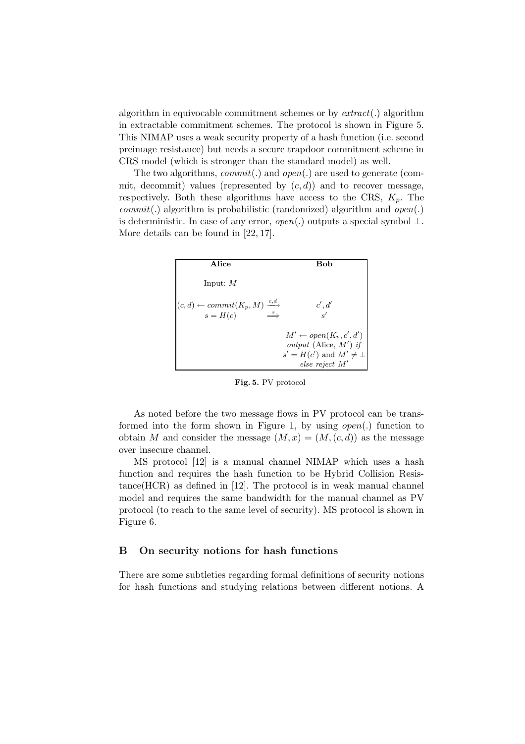algorithm in equivocable commitment schemes or by *extract*(.) algorithm in extractable commitment schemes. The protocol is shown in Figure 5. This NIMAP uses a weak security property of a hash function (i.e. second preimage resistance) but needs a secure trapdoor commitment scheme in CRS model (which is stronger than the standard model) as well.

The two algorithms, *commit*(.) and *open*(.) are used to generate (commit, decommit) values (represented by $(c, d)$) and to recover message, respectively. Both these algorithms have access to the CRS, $K_p$. The *commit*(.) algorithm is probabilistic (randomized) algorithm and *open*(.) is deterministic. In case of any error, *open*(.) outputs a special symbol $\perp$. More details can be found in [22, 17].

| **Alice** | | **Bob** |
|---|---|---|
| Input: $M$ | | |
| $(c, d) \leftarrow commit(K_p, M)$ | $\xrightarrow{c,d}$ | $c', d'$ |
| $s = H(c)$ | $\xRightarrow{s}$ | $s'$ |
| | | $M' \leftarrow open(K_p, c', d')$ <br> *output* (Alice, $M'$) *if* <br> $s' = H(c')$ and $M' \neq \perp$ <br> *else reject* $M'$ |

**Fig. 5.** PV protocol

As noted before the two message flows in PV protocol can be transformed into the form shown in Figure 1, by using *open*(.) function to obtain $M$ and consider the message $(M, x) = (M, (c, d))$ as the message over insecure channel.

MS protocol [12] is a manual channel NIMAP which uses a hash function and requires the hash function to be Hybrid Collision Resistance(HCR) as defined in [12]. The protocol is in weak manual channel model and requires the same bandwidth for the manual channel as PV protocol (to reach to the same level of security). MS protocol is shown in Figure 6.

## B On security notions for hash functions

There are some subtleties regarding formal definitions of security notions for hash functions and studying relations between different notions. A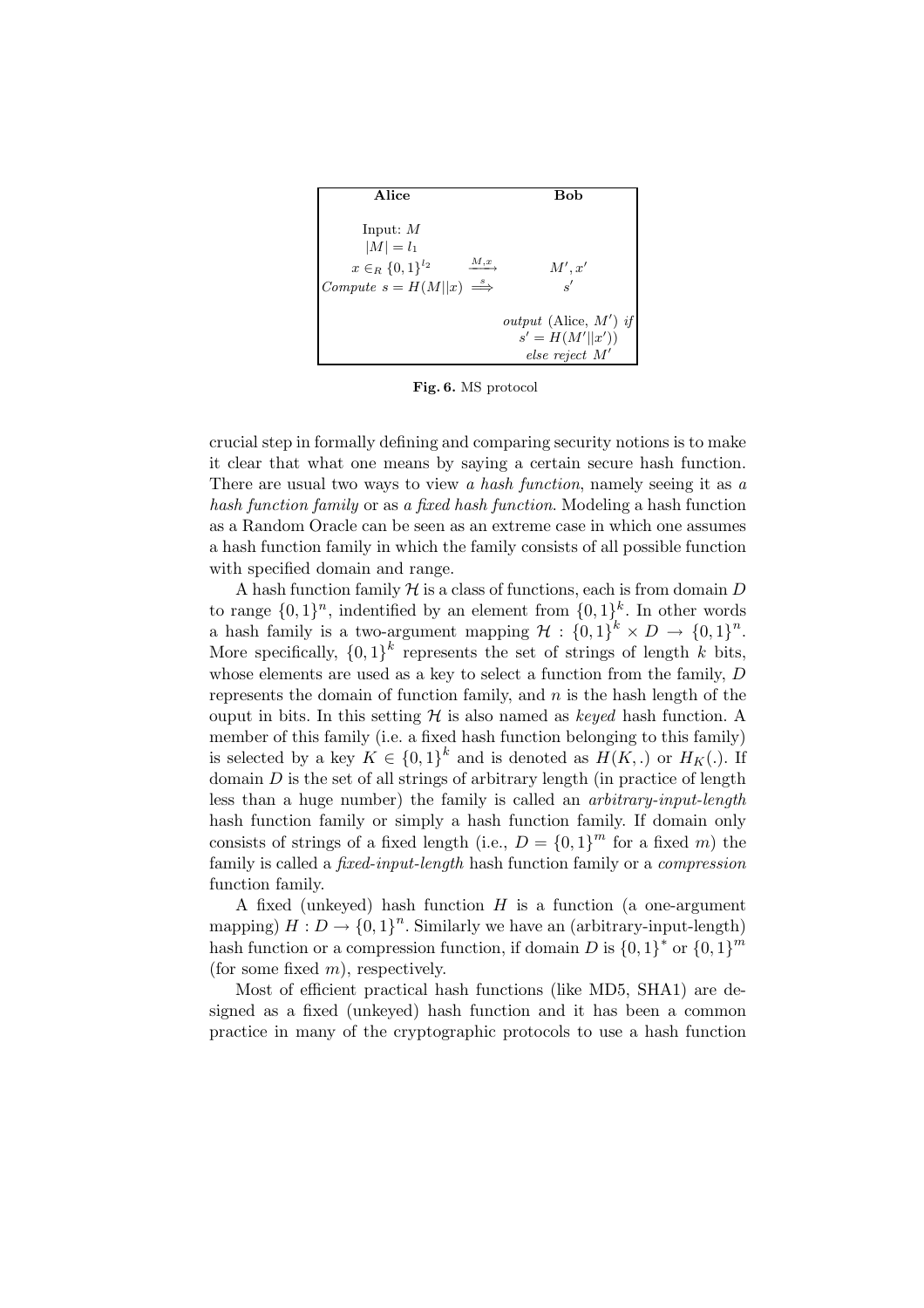| Alice | | Bob |
|---|---|---|
| Input: $M$ | | |
| $\|M\| = l_1$ | | |
| $x \in_R \{0,1\}^{l_2}$ | $\xrightarrow{M,x}$ | $M', x'$ |
| *Compute* $s = H(M\|\|x)$ | $\xRightarrow{s}$ | $s'$ |
| | | *output* (Alice, $M'$) *if* $s' = H(M'\|\|x')$) *else reject* $M'$ |

**Fig. 6.** MS protocol

crucial step in formally defining and comparing security notions is to make it clear that what one means by saying a certain secure hash function. There are usual two ways to view *a hash function*, namely seeing it as *a hash function family* or as *a fixed hash function*. Modeling a hash function as a Random Oracle can be seen as an extreme case in which one assumes a hash function family in which the family consists of all possible function with specified domain and range.

A hash function family $\mathcal{H}$ is a class of functions, each is from domain $D$ to range $\{0,1\}^n$, indentified by an element from $\{0,1\}^k$. In other words a hash family is a two-argument mapping $\mathcal{H} : \{0,1\}^k \times D \rightarrow \{0,1\}^n$. More specifically, $\{0,1\}^k$ represents the set of strings of length $k$ bits, whose elements are used as a key to select a function from the family, $D$ represents the domain of function family, and $n$ is the hash length of the ouput in bits. In this setting $\mathcal{H}$ is also named as *keyed* hash function. A member of this family (i.e. a fixed hash function belonging to this family) is selected by a key $K \in \{0,1\}^k$ and is denoted as $H(K,.)$ or $H_K(.)$. If domain $D$ is the set of all strings of arbitrary length (in practice of length less than a huge number) the family is called an *arbitrary-input-length* hash function family or simply a hash function family. If domain only consists of strings of a fixed length (i.e., $D = \{0,1\}^m$ for a fixed $m$) the family is called a *fixed-input-length* hash function family or a *compression* function family.

A fixed (unkeyed) hash function $H$ is a function (a one-argument mapping) $H : D \rightarrow \{0,1\}^n$. Similarly we have an (arbitrary-input-length) hash function or a compression function, if domain $D$ is $\{0,1\}^*$ or $\{0,1\}^m$ (for some fixed $m$), respectively.

Most of efficient practical hash functions (like MD5, SHA1) are designed as a fixed (unkeyed) hash function and it has been a common practice in many of the cryptographic protocols to use a hash function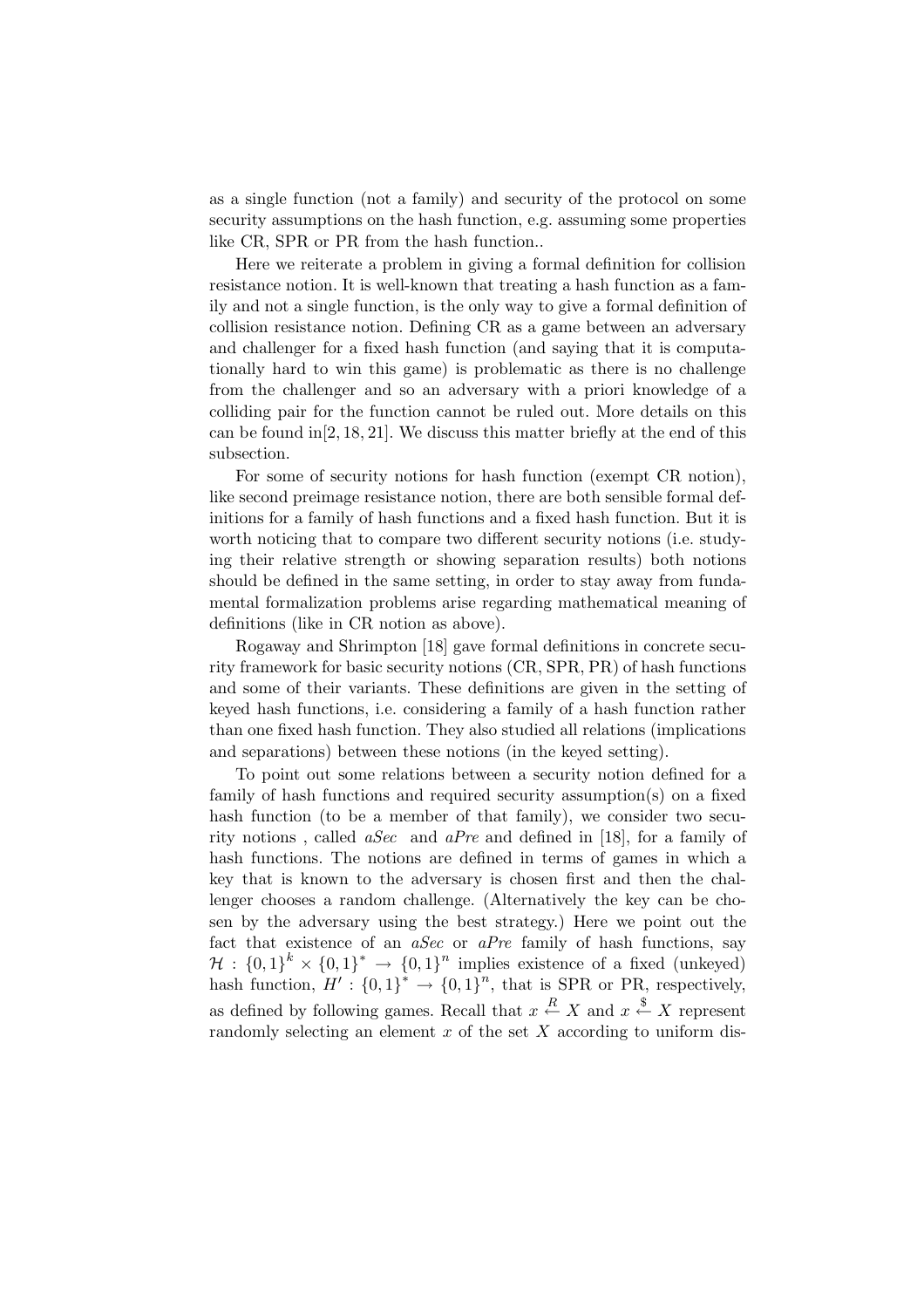as a single function (not a family) and security of the protocol on some security assumptions on the hash function, e.g. assuming some properties like CR, SPR or PR from the hash function..

Here we reiterate a problem in giving a formal definition for collision resistance notion. It is well-known that treating a hash function as a family and not a single function, is the only way to give a formal definition of collision resistance notion. Defining CR as a game between an adversary and challenger for a fixed hash function (and saying that it is computationally hard to win this game) is problematic as there is no challenge from the challenger and so an adversary with a priori knowledge of a colliding pair for the function cannot be ruled out. More details on this can be found in[2, 18, 21]. We discuss this matter briefly at the end of this subsection.

For some of security notions for hash function (exempt CR notion), like second preimage resistance notion, there are both sensible formal definitions for a family of hash functions and a fixed hash function. But it is worth noticing that to compare two different security notions (i.e. studying their relative strength or showing separation results) both notions should be defined in the same setting, in order to stay away from fundamental formalization problems arise regarding mathematical meaning of definitions (like in CR notion as above).

Rogaway and Shrimpton [18] gave formal definitions in concrete security framework for basic security notions (CR, SPR, PR) of hash functions and some of their variants. These definitions are given in the setting of keyed hash functions, i.e. considering a family of a hash function rather than one fixed hash function. They also studied all relations (implications and separations) between these notions (in the keyed setting).

To point out some relations between a security notion defined for a family of hash functions and required security assumption(s) on a fixed hash function (to be a member of that family), we consider two security notions , called *aSec* and *aPre* and defined in [18], for a family of hash functions. The notions are defined in terms of games in which a key that is known to the adversary is chosen first and then the challenger chooses a random challenge. (Alternatively the key can be chosen by the adversary using the best strategy.) Here we point out the fact that existence of an *aSec* or *aPre* family of hash functions, say $\mathcal{H} : \{0,1\}^k \times \{0,1\}^* \rightarrow \{0,1\}^n$ implies existence of a fixed (unkeyed) hash function, $H' : \{0,1\}^* \rightarrow \{0,1\}^n$, that is SPR or PR, respectively, as defined by following games. Recall that $x \stackrel{R}{\leftarrow} X$ and $x \stackrel{\$}{\leftarrow} X$ represent randomly selecting an element $x$ of the set $X$ according to uniform dis-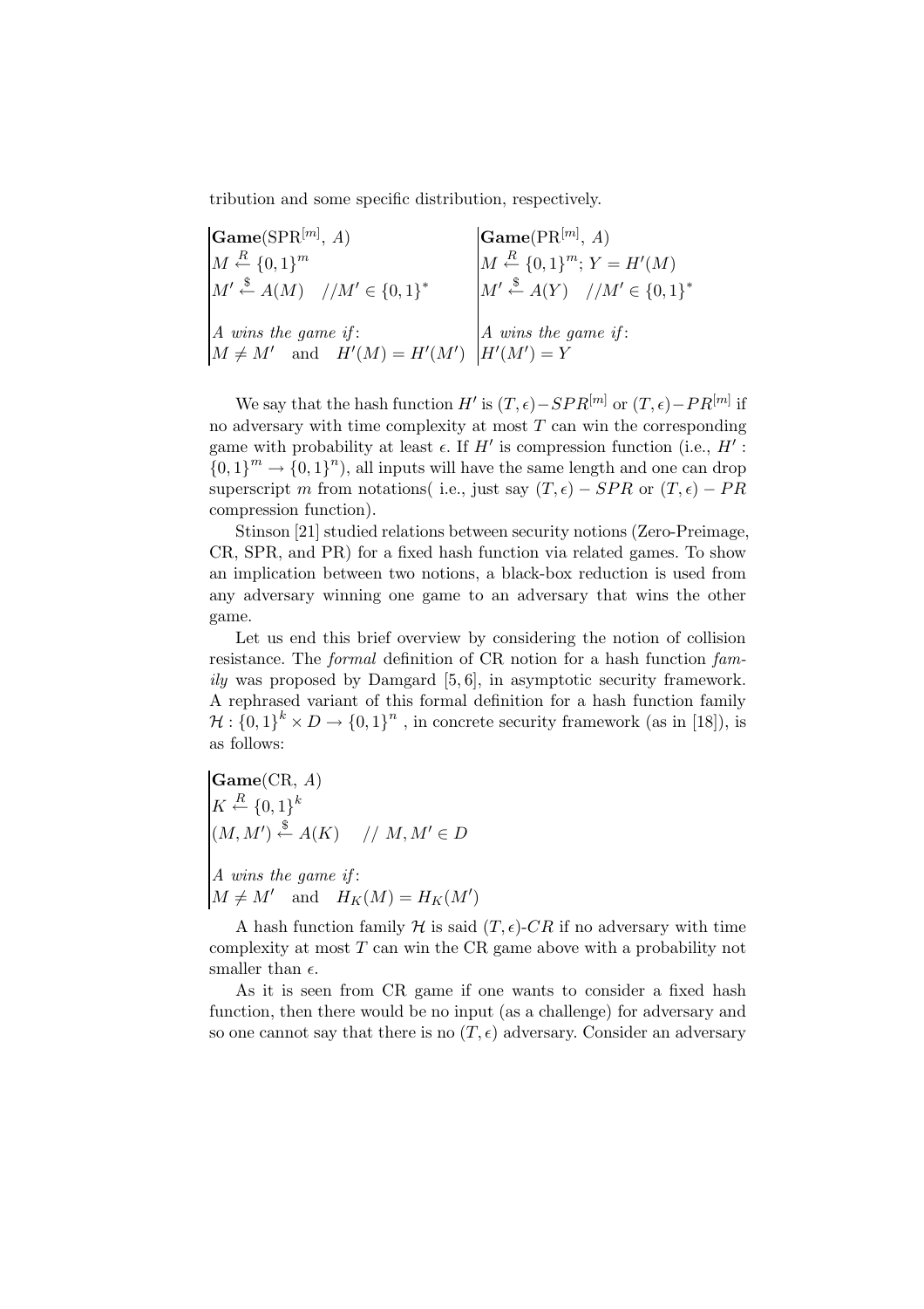tribution and some specific distribution, respectively.

| **Game**(SPR$^{[m]}$, $A$) | **Game**(PR$^{[m]}$, $A$) |
|---|---|
| $M \overset{R}{\leftarrow} \{0,1\}^m$ | $M \overset{R}{\leftarrow} \{0,1\}^m$; $Y = H'(M)$ |
| $M' \overset{\$}{\leftarrow} A(M)$ $\quad //M' \in \{0,1\}^*$ | $M' \overset{\$}{\leftarrow} A(Y)$ $\quad //M' \in \{0,1\}^*$ |
| *A wins the game if*: | *A wins the game if*: |
| $M \neq M'$ and $H'(M) = H'(M')$ | $H'(M') = Y$ |

We say that the hash function $H'$ is $(T, \epsilon)-SPR^{[m]}$ or $(T, \epsilon)-PR^{[m]}$ if no adversary with time complexity at most $T$ can win the corresponding game with probability at least $\epsilon$. If $H'$ is compression function (i.e., $H' : \{0,1\}^m \rightarrow \{0,1\}^n$), all inputs will have the same length and one can drop superscript $m$ from notations( i.e., just say $(T, \epsilon) - SPR$ or $(T, \epsilon) - PR$ compression function).

Stinson [21] studied relations between security notions (Zero-Preimage, CR, SPR, and PR) for a fixed hash function via related games. To show an implication between two notions, a black-box reduction is used from any adversary winning one game to an adversary that wins the other game.

Let us end this brief overview by considering the notion of collision resistance. The *formal* definition of CR notion for a hash function *family* was proposed by Damgard [5, 6], in asymptotic security framework. A rephrased variant of this formal definition for a hash function family $\mathcal{H} : \{0,1\}^k \times D \rightarrow \{0,1\}^n$ , in concrete security framework (as in [18]), is as follows:

**Game**(CR, $A$)
$K \overset{R}{\leftarrow} \{0,1\}^k$
$(M, M') \overset{\$}{\leftarrow} A(K)$ $\quad$ // $M, M' \in D$

*A wins the game if*:
$M \neq M'$ and $H_K(M) = H_K(M')$

A hash function family $\mathcal{H}$ is said $(T, \epsilon)$-$CR$ if no adversary with time complexity at most $T$ can win the CR game above with a probability not smaller than $\epsilon$.

As it is seen from CR game if one wants to consider a fixed hash function, then there would be no input (as a challenge) for adversary and so one cannot say that there is no $(T, \epsilon)$ adversary. Consider an adversary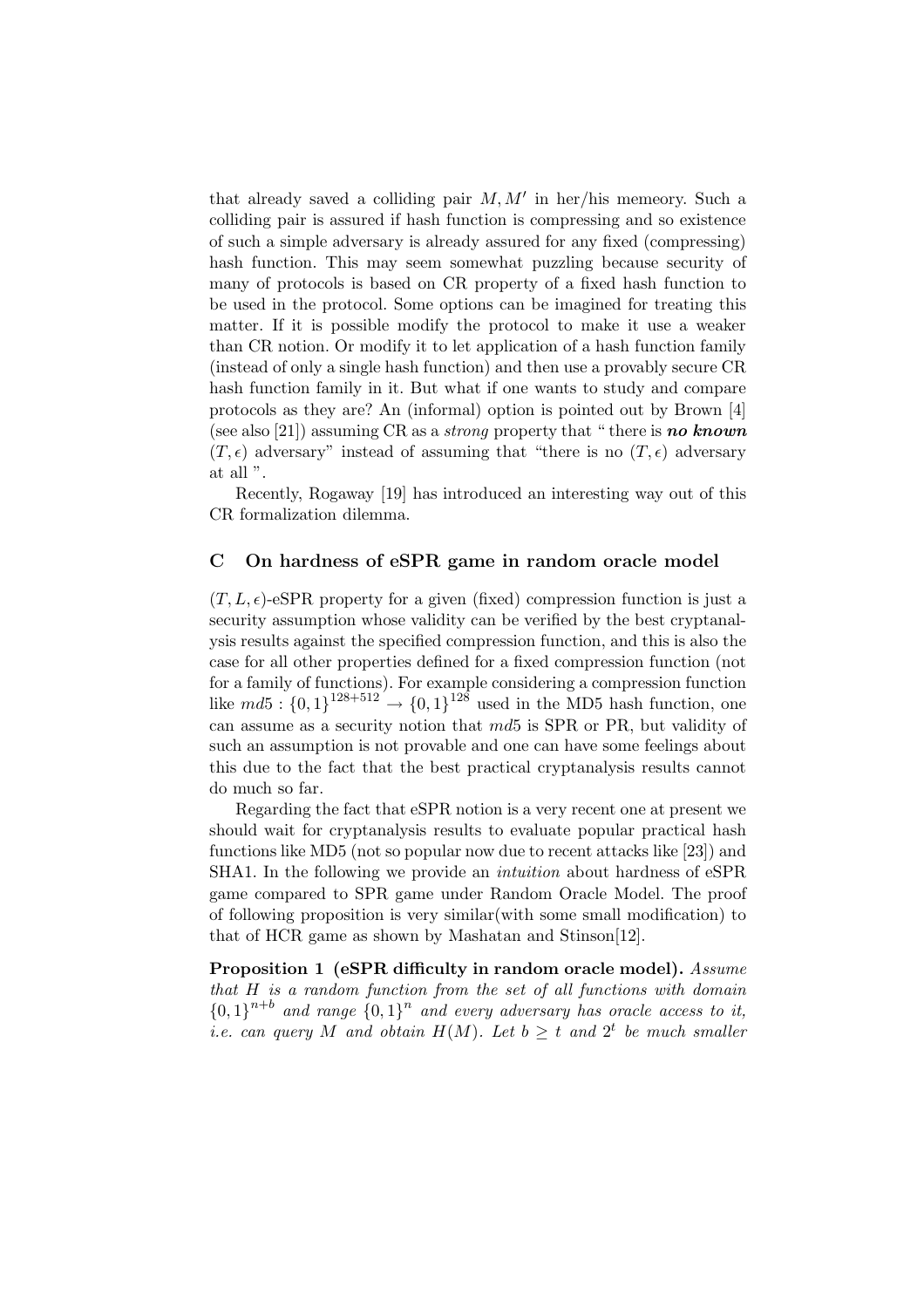that already saved a colliding pair $M, M'$ in her/his memeory. Such a colliding pair is assured if hash function is compressing and so existence of such a simple adversary is already assured for any fixed (compressing) hash function. This may seem somewhat puzzling because security of many of protocols is based on CR property of a fixed hash function to be used in the protocol. Some options can be imagined for treating this matter. If it is possible modify the protocol to make it use a weaker than CR notion. Or modify it to let application of a hash function family (instead of only a single hash function) and then use a provably secure CR hash function family in it. But what if one wants to study and compare protocols as they are? An (informal) option is pointed out by Brown [4] (see also [21]) assuming CR as a *strong* property that " there is ***no known*** $(T, \epsilon)$ adversary" instead of assuming that "there is no $(T, \epsilon)$ adversary at all ".

Recently, Rogaway [19] has introduced an interesting way out of this CR formalization dilemma.

## C On hardness of eSPR game in random oracle model

$(T, L, \epsilon)$-eSPR property for a given (fixed) compression function is just a security assumption whose validity can be verified by the best cryptanalysis results against the specified compression function, and this is also the case for all other properties defined for a fixed compression function (not for a family of functions). For example considering a compression function like $md5 : \{0,1\}^{128+512} \rightarrow \{0,1\}^{128}$ used in the MD5 hash function, one can assume as a security notion that $md5$ is SPR or PR, but validity of such an assumption is not provable and one can have some feelings about this due to the fact that the best practical cryptanalysis results cannot do much so far.

Regarding the fact that eSPR notion is a very recent one at present we should wait for cryptanalysis results to evaluate popular practical hash functions like MD5 (not so popular now due to recent attacks like [23]) and SHA1. In the following we provide an *intuition* about hardness of eSPR game compared to SPR game under Random Oracle Model. The proof of following proposition is very similar(with some small modification) to that of HCR game as shown by Mashatan and Stinson[12].

**Proposition 1 (eSPR difficulty in random oracle model).** *Assume that $H$ is a random function from the set of all functions with domain $\{0,1\}^{n+b}$ and range $\{0,1\}^n$ and every adversary has oracle access to it, i.e. can query $M$ and obtain $H(M)$. Let $b \geq t$ and $2^t$ be much smaller*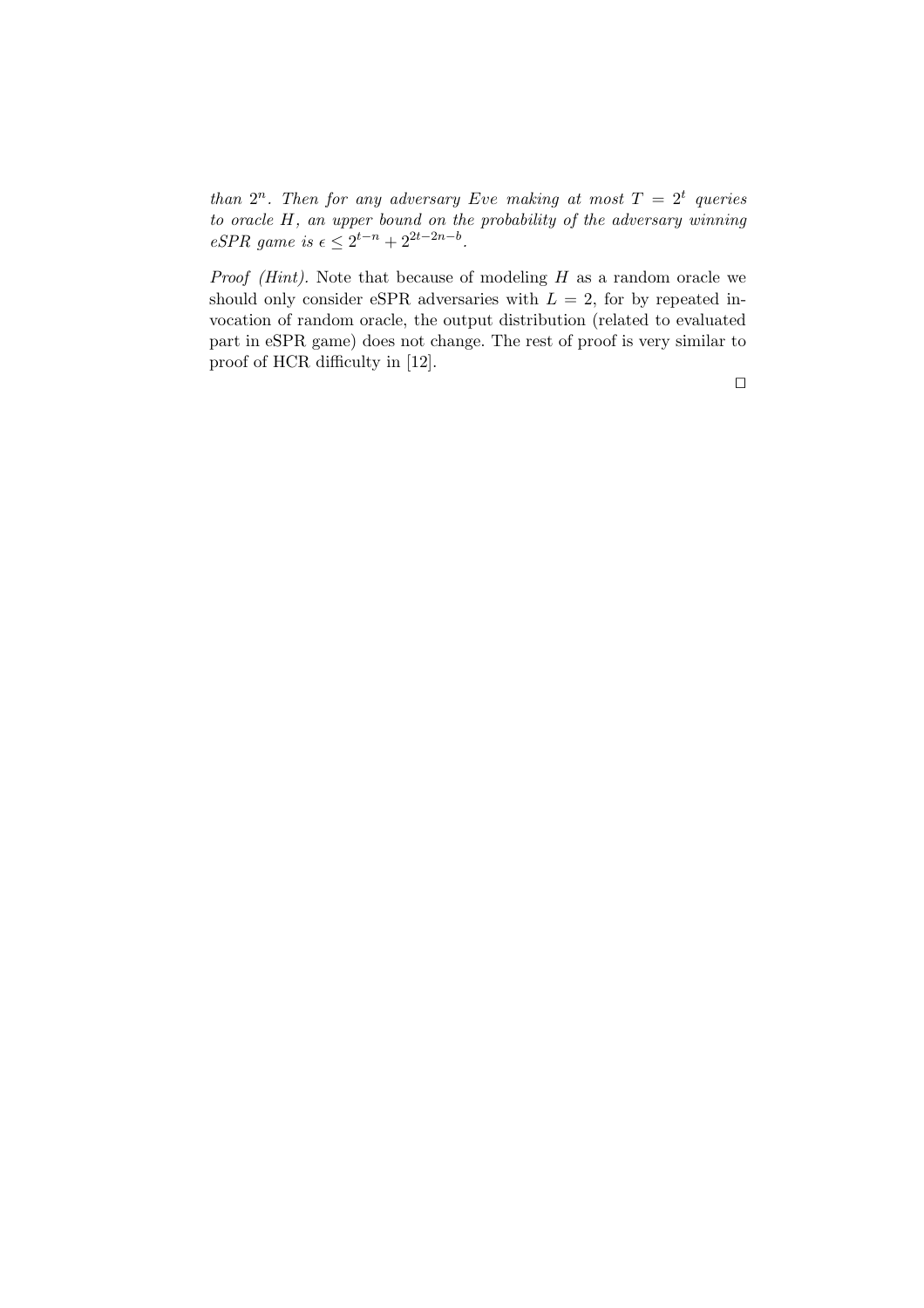*than $2^n$. Then for any adversary Eve making at most $T = 2^t$ queries to oracle $H$, an upper bound on the probability of the adversary winning eSPR game is $\epsilon \leq 2^{t-n} + 2^{2t-2n-b}$.*

*Proof (Hint).* Note that because of modeling $H$ as a random oracle we should only consider eSPR adversaries with $L = 2$, for by repeated invocation of random oracle, the output distribution (related to evaluated part in eSPR game) does not change. The rest of proof is very similar to proof of HCR difficulty in [12].

□